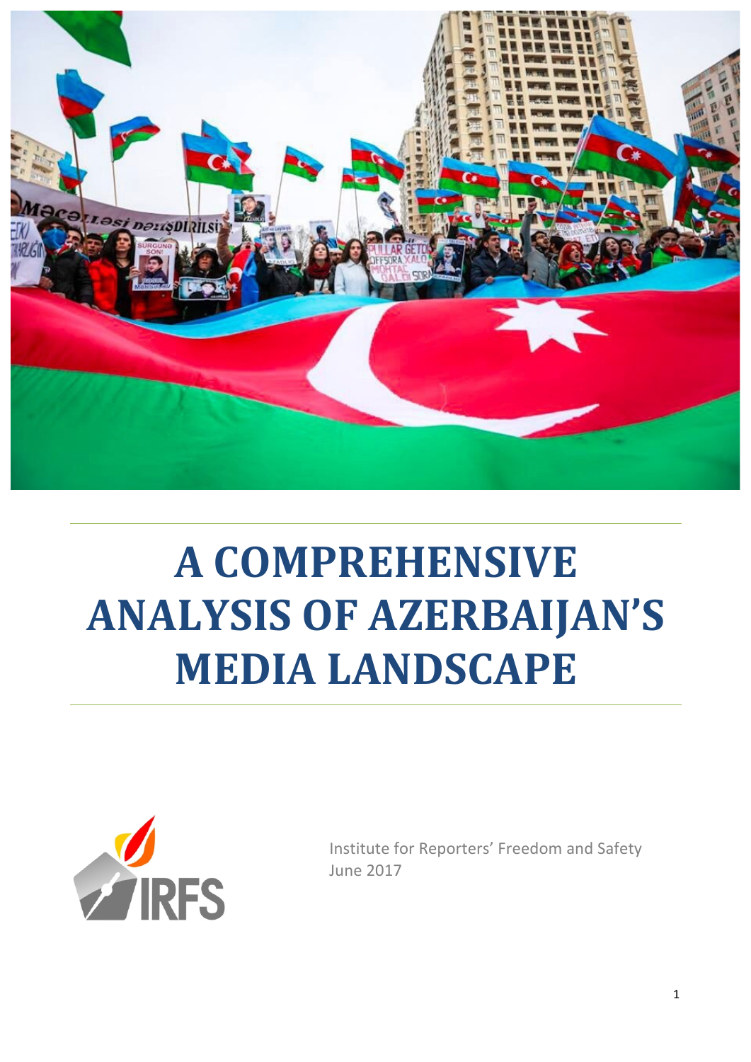# A COMPREHENSIVE ANALYSIS OF AZERBAIJAN'S MEDIA LANDSCAPE

Institute for Reporters' Freedom and Safety
June 2017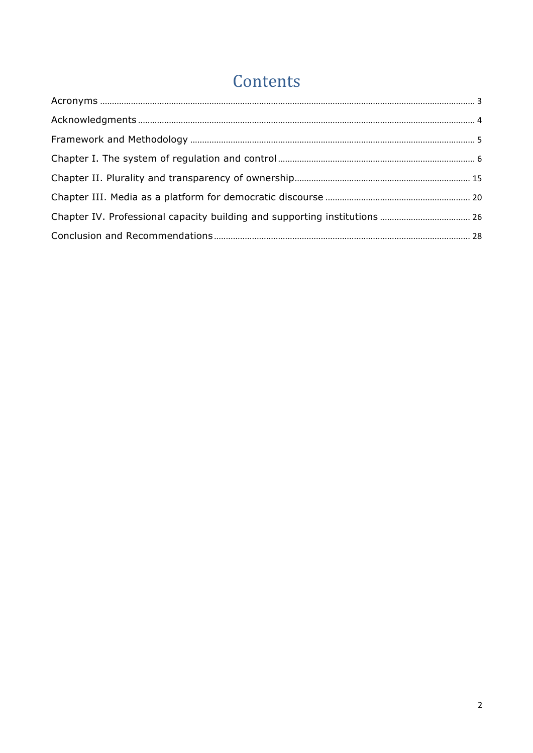# Contents

Acronyms ..... 3

Acknowledgments ..... 4

Framework and Methodology ..... 5

Chapter I. The system of regulation and control ..... 6

Chapter II. Plurality and transparency of ownership ..... 15

Chapter III. Media as a platform for democratic discourse ..... 20

Chapter IV. Professional capacity building and supporting institutions ..... 26

Conclusion and Recommendations ..... 28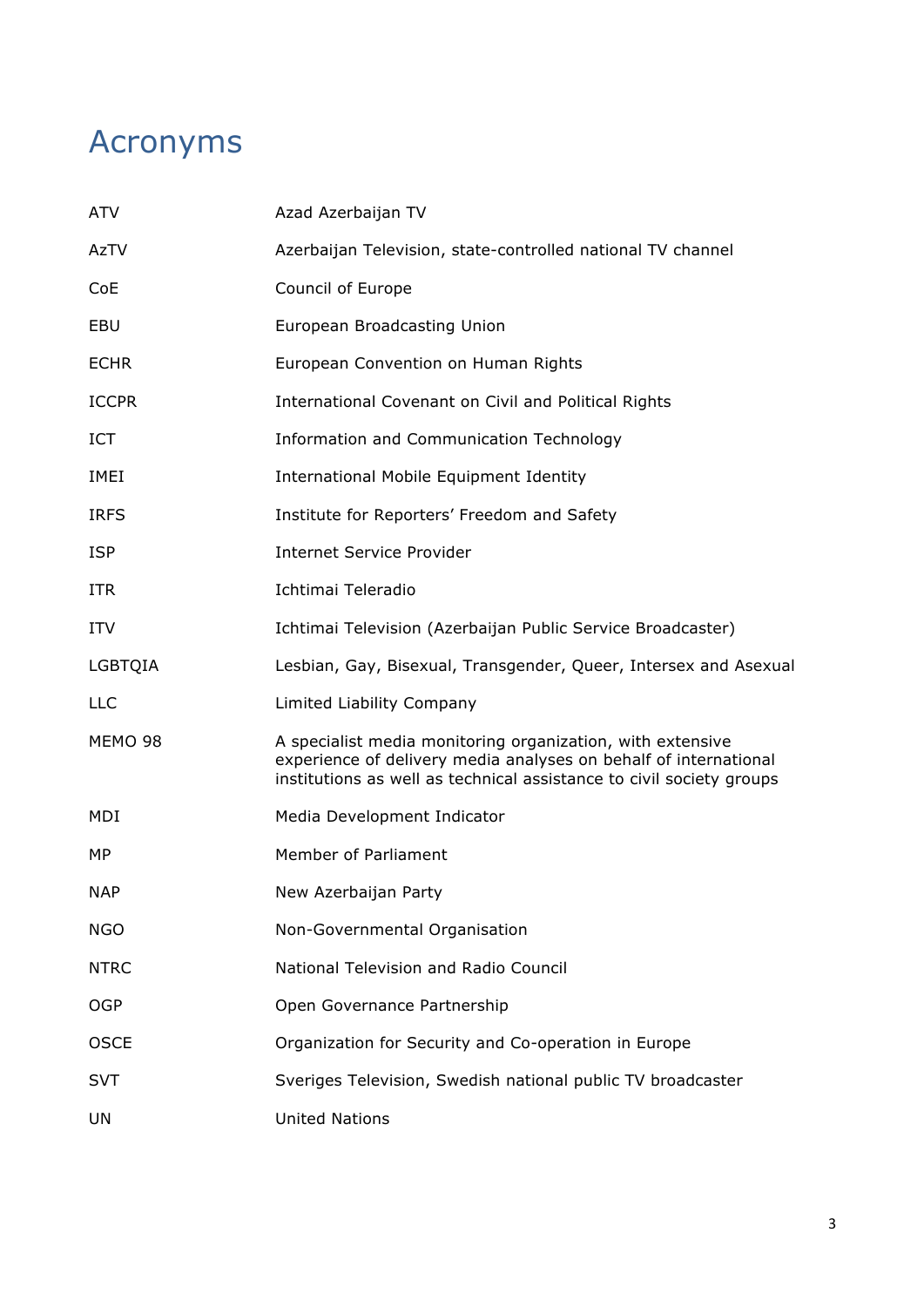# Acronyms

| | |
|---|---|
| ATV | Azad Azerbaijan TV |
| AzTV | Azerbaijan Television, state-controlled national TV channel |
| CoE | Council of Europe |
| EBU | European Broadcasting Union |
| ECHR | European Convention on Human Rights |
| ICCPR | International Covenant on Civil and Political Rights |
| ICT | Information and Communication Technology |
| IMEI | International Mobile Equipment Identity |
| IRFS | Institute for Reporters' Freedom and Safety |
| ISP | Internet Service Provider |
| ITR | Ichtimai Teleradio |
| ITV | Ichtimai Television (Azerbaijan Public Service Broadcaster) |
| LGBTQIA | Lesbian, Gay, Bisexual, Transgender, Queer, Intersex and Asexual |
| LLC | Limited Liability Company |
| MEMO 98 | A specialist media monitoring organization, with extensive experience of delivery media analyses on behalf of international institutions as well as technical assistance to civil society groups |
| MDI | Media Development Indicator |
| MP | Member of Parliament |
| NAP | New Azerbaijan Party |
| NGO | Non-Governmental Organisation |
| NTRC | National Television and Radio Council |
| OGP | Open Governance Partnership |
| OSCE | Organization for Security and Co-operation in Europe |
| SVT | Sveriges Television, Swedish national public TV broadcaster |
| UN | United Nations |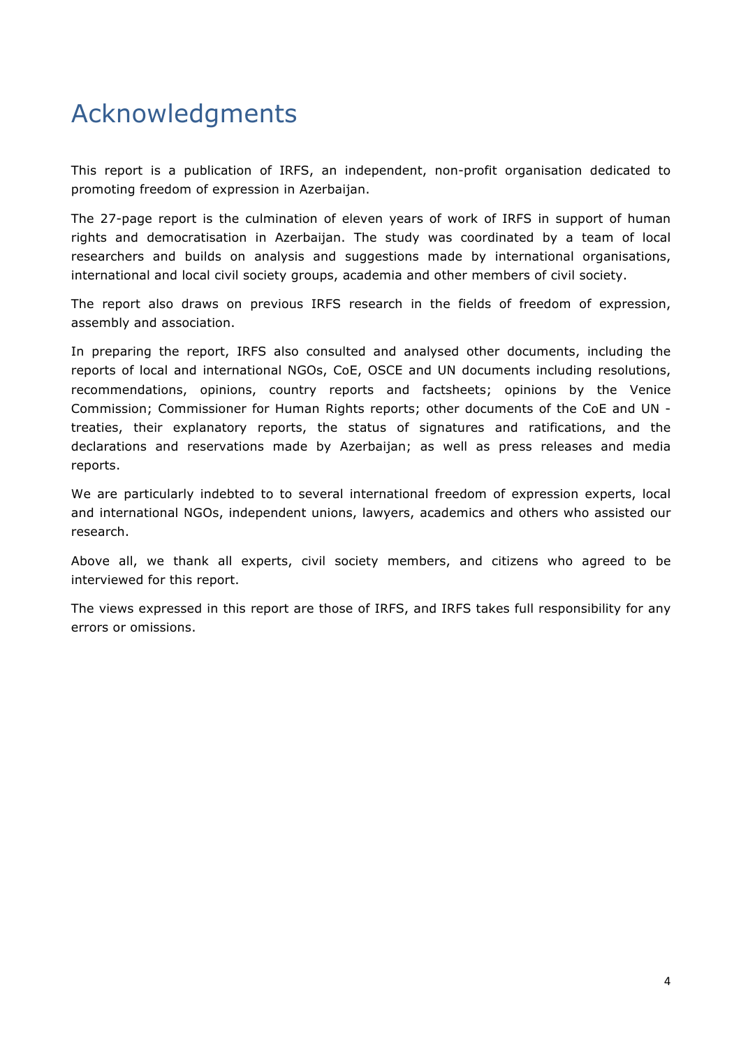# Acknowledgments

This report is a publication of IRFS, an independent, non-profit organisation dedicated to promoting freedom of expression in Azerbaijan.

The 27-page report is the culmination of eleven years of work of IRFS in support of human rights and democratisation in Azerbaijan. The study was coordinated by a team of local researchers and builds on analysis and suggestions made by international organisations, international and local civil society groups, academia and other members of civil society.

The report also draws on previous IRFS research in the fields of freedom of expression, assembly and association.

In preparing the report, IRFS also consulted and analysed other documents, including the reports of local and international NGOs, CoE, OSCE and UN documents including resolutions, recommendations, opinions, country reports and factsheets; opinions by the Venice Commission; Commissioner for Human Rights reports; other documents of the CoE and UN - treaties, their explanatory reports, the status of signatures and ratifications, and the declarations and reservations made by Azerbaijan; as well as press releases and media reports.

We are particularly indebted to to several international freedom of expression experts, local and international NGOs, independent unions, lawyers, academics and others who assisted our research.

Above all, we thank all experts, civil society members, and citizens who agreed to be interviewed for this report.

The views expressed in this report are those of IRFS, and IRFS takes full responsibility for any errors or omissions.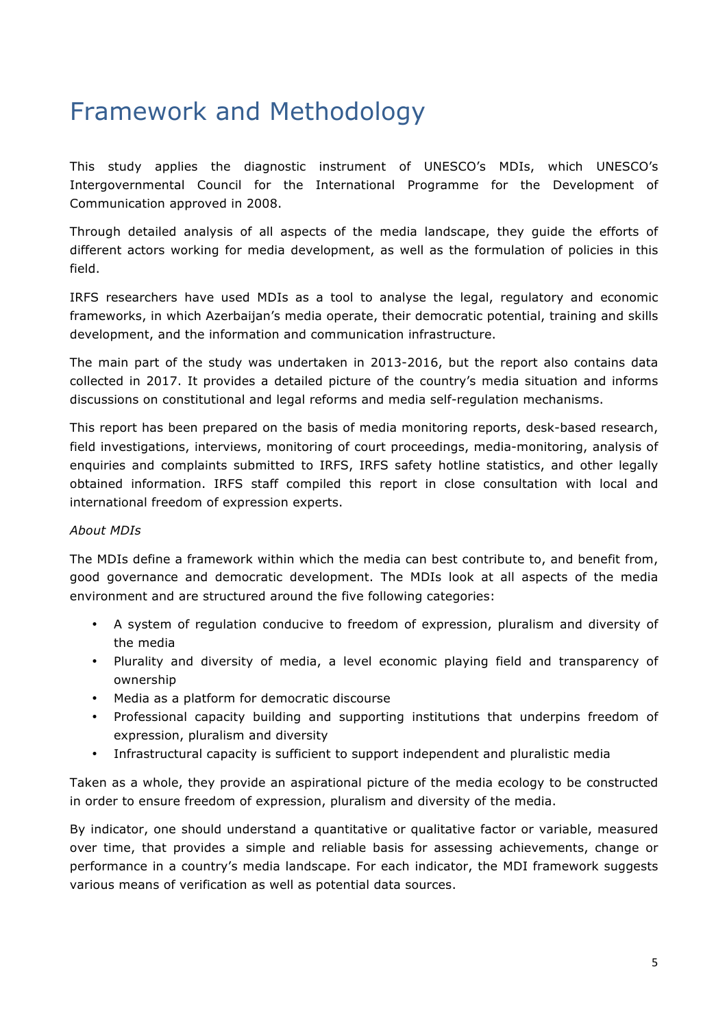# Framework and Methodology

This study applies the diagnostic instrument of UNESCO's MDIs, which UNESCO's Intergovernmental Council for the International Programme for the Development of Communication approved in 2008.

Through detailed analysis of all aspects of the media landscape, they guide the efforts of different actors working for media development, as well as the formulation of policies in this field.

IRFS researchers have used MDIs as a tool to analyse the legal, regulatory and economic frameworks, in which Azerbaijan's media operate, their democratic potential, training and skills development, and the information and communication infrastructure.

The main part of the study was undertaken in 2013-2016, but the report also contains data collected in 2017. It provides a detailed picture of the country's media situation and informs discussions on constitutional and legal reforms and media self-regulation mechanisms.

This report has been prepared on the basis of media monitoring reports, desk-based research, field investigations, interviews, monitoring of court proceedings, media-monitoring, analysis of enquiries and complaints submitted to IRFS, IRFS safety hotline statistics, and other legally obtained information. IRFS staff compiled this report in close consultation with local and international freedom of expression experts.

*About MDIs*

The MDIs define a framework within which the media can best contribute to, and benefit from, good governance and democratic development. The MDIs look at all aspects of the media environment and are structured around the five following categories:

- A system of regulation conducive to freedom of expression, pluralism and diversity of the media
- Plurality and diversity of media, a level economic playing field and transparency of ownership
- Media as a platform for democratic discourse
- Professional capacity building and supporting institutions that underpins freedom of expression, pluralism and diversity
- Infrastructural capacity is sufficient to support independent and pluralistic media

Taken as a whole, they provide an aspirational picture of the media ecology to be constructed in order to ensure freedom of expression, pluralism and diversity of the media.

By indicator, one should understand a quantitative or qualitative factor or variable, measured over time, that provides a simple and reliable basis for assessing achievements, change or performance in a country's media landscape. For each indicator, the MDI framework suggests various means of verification as well as potential data sources.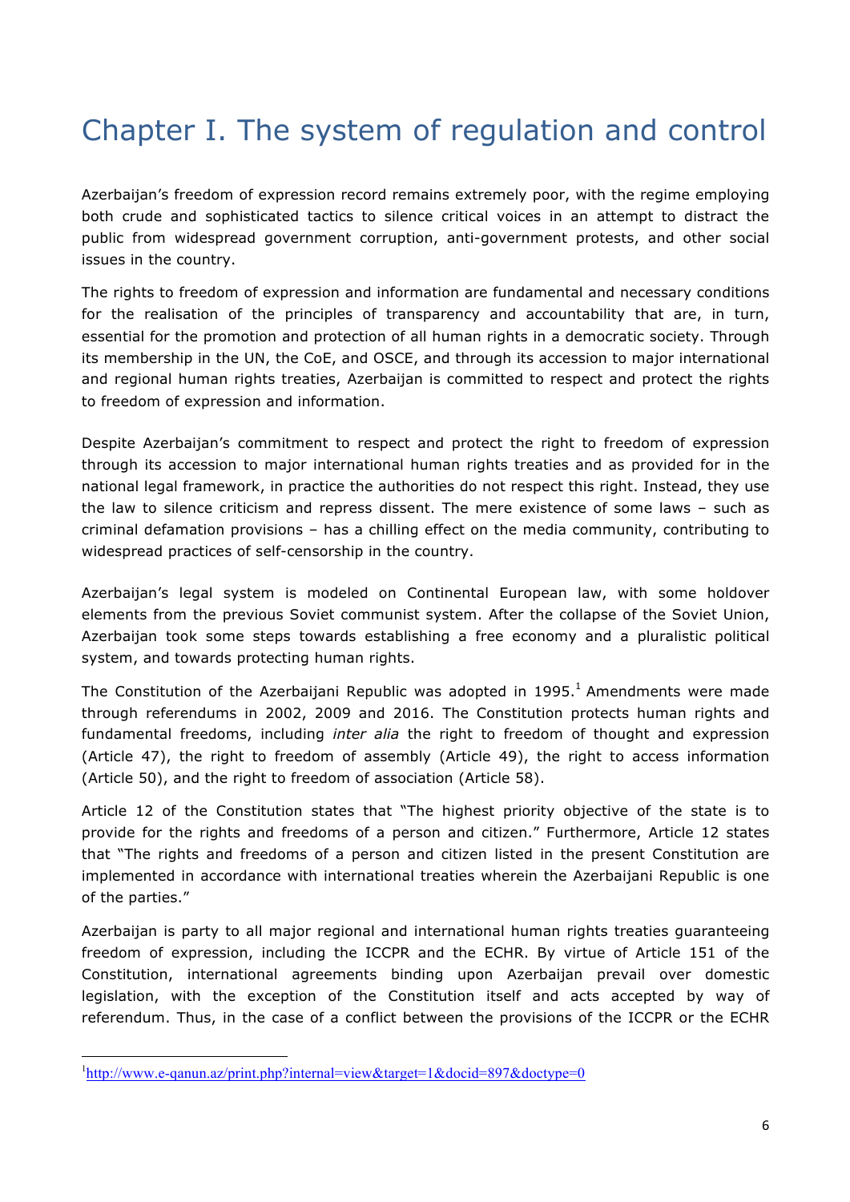# Chapter I. The system of regulation and control

Azerbaijan's freedom of expression record remains extremely poor, with the regime employing both crude and sophisticated tactics to silence critical voices in an attempt to distract the public from widespread government corruption, anti-government protests, and other social issues in the country.

The rights to freedom of expression and information are fundamental and necessary conditions for the realisation of the principles of transparency and accountability that are, in turn, essential for the promotion and protection of all human rights in a democratic society. Through its membership in the UN, the CoE, and OSCE, and through its accession to major international and regional human rights treaties, Azerbaijan is committed to respect and protect the rights to freedom of expression and information.

Despite Azerbaijan's commitment to respect and protect the right to freedom of expression through its accession to major international human rights treaties and as provided for in the national legal framework, in practice the authorities do not respect this right. Instead, they use the law to silence criticism and repress dissent. The mere existence of some laws – such as criminal defamation provisions – has a chilling effect on the media community, contributing to widespread practices of self-censorship in the country.

Azerbaijan's legal system is modeled on Continental European law, with some holdover elements from the previous Soviet communist system. After the collapse of the Soviet Union, Azerbaijan took some steps towards establishing a free economy and a pluralistic political system, and towards protecting human rights.

The Constitution of the Azerbaijani Republic was adopted in 1995.[1] Amendments were made through referendums in 2002, 2009 and 2016. The Constitution protects human rights and fundamental freedoms, including *inter alia* the right to freedom of thought and expression (Article 47), the right to freedom of assembly (Article 49), the right to access information (Article 50), and the right to freedom of association (Article 58).

Article 12 of the Constitution states that "The highest priority objective of the state is to provide for the rights and freedoms of a person and citizen." Furthermore, Article 12 states that "The rights and freedoms of a person and citizen listed in the present Constitution are implemented in accordance with international treaties wherein the Azerbaijani Republic is one of the parties."

Azerbaijan is party to all major regional and international human rights treaties guaranteeing freedom of expression, including the ICCPR and the ECHR. By virtue of Article 151 of the Constitution, international agreements binding upon Azerbaijan prevail over domestic legislation, with the exception of the Constitution itself and acts accepted by way of referendum. Thus, in the case of a conflict between the provisions of the ICCPR or the ECHR

[1] http://www.e-qanun.az/print.php?internal=view&target=1&docid=897&doctype=0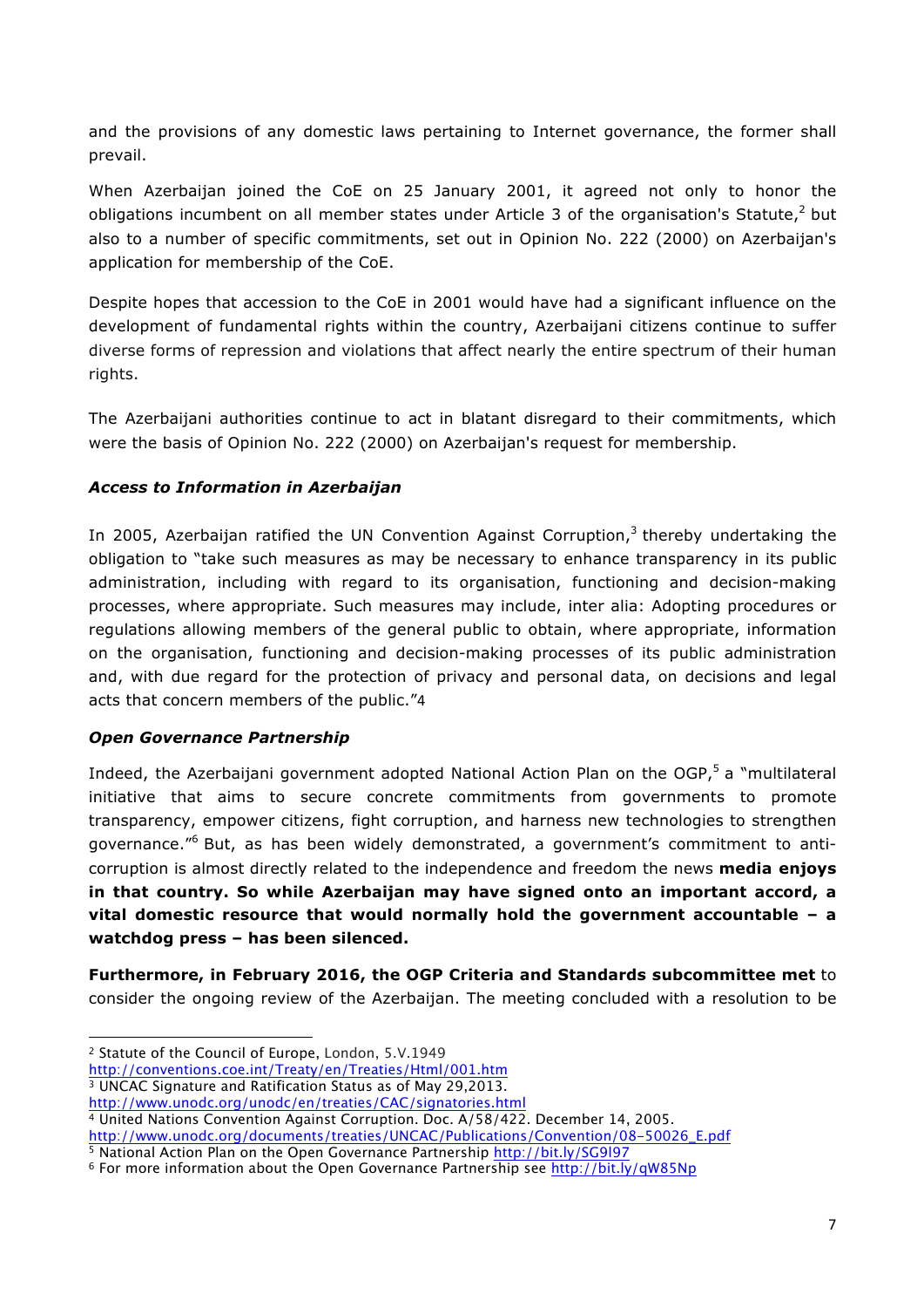and the provisions of any domestic laws pertaining to Internet governance, the former shall prevail.

When Azerbaijan joined the CoE on 25 January 2001, it agreed not only to honor the obligations incumbent on all member states under Article 3 of the organisation's Statute,[2] but also to a number of specific commitments, set out in Opinion No. 222 (2000) on Azerbaijan's application for membership of the CoE.

Despite hopes that accession to the CoE in 2001 would have had a significant influence on the development of fundamental rights within the country, Azerbaijani citizens continue to suffer diverse forms of repression and violations that affect nearly the entire spectrum of their human rights.

The Azerbaijani authorities continue to act in blatant disregard to their commitments, which were the basis of Opinion No. 222 (2000) on Azerbaijan's request for membership.

### *Access to Information in Azerbaijan*

In 2005, Azerbaijan ratified the UN Convention Against Corruption,[3] thereby undertaking the obligation to "take such measures as may be necessary to enhance transparency in its public administration, including with regard to its organisation, functioning and decision-making processes, where appropriate. Such measures may include, inter alia: Adopting procedures or regulations allowing members of the general public to obtain, where appropriate, information on the organisation, functioning and decision-making processes of its public administration and, with due regard for the protection of privacy and personal data, on decisions and legal acts that concern members of the public."4

### *Open Governance Partnership*

Indeed, the Azerbaijani government adopted National Action Plan on the OGP,[5] a "multilateral initiative that aims to secure concrete commitments from governments to promote transparency, empower citizens, fight corruption, and harness new technologies to strengthen governance."[6] But, as has been widely demonstrated, a government's commitment to anti-corruption is almost directly related to the independence and freedom the news **media enjoys in that country. So while Azerbaijan may have signed onto an important accord, a vital domestic resource that would normally hold the government accountable – a watchdog press – has been silenced.**

**Furthermore, in February 2016, the OGP Criteria and Standards subcommittee met** to consider the ongoing review of the Azerbaijan. The meeting concluded with a resolution to be

---

[2] Statute of the Council of Europe, London, 5.V.1949 http://conventions.coe.int/Treaty/en/Treaties/Html/001.htm

[3] UNCAC Signature and Ratification Status as of May 29,2013. http://www.unodc.org/unodc/en/treaties/CAC/signatories.html

[4] United Nations Convention Against Corruption. Doc. A/58/422. December 14, 2005. http://www.unodc.org/documents/treaties/UNCAC/Publications/Convention/08-50026_E.pdf

[5] National Action Plan on the Open Governance Partnership http://bit.ly/SG9l97

[6] For more information about the Open Governance Partnership see http://bit.ly/qW85Np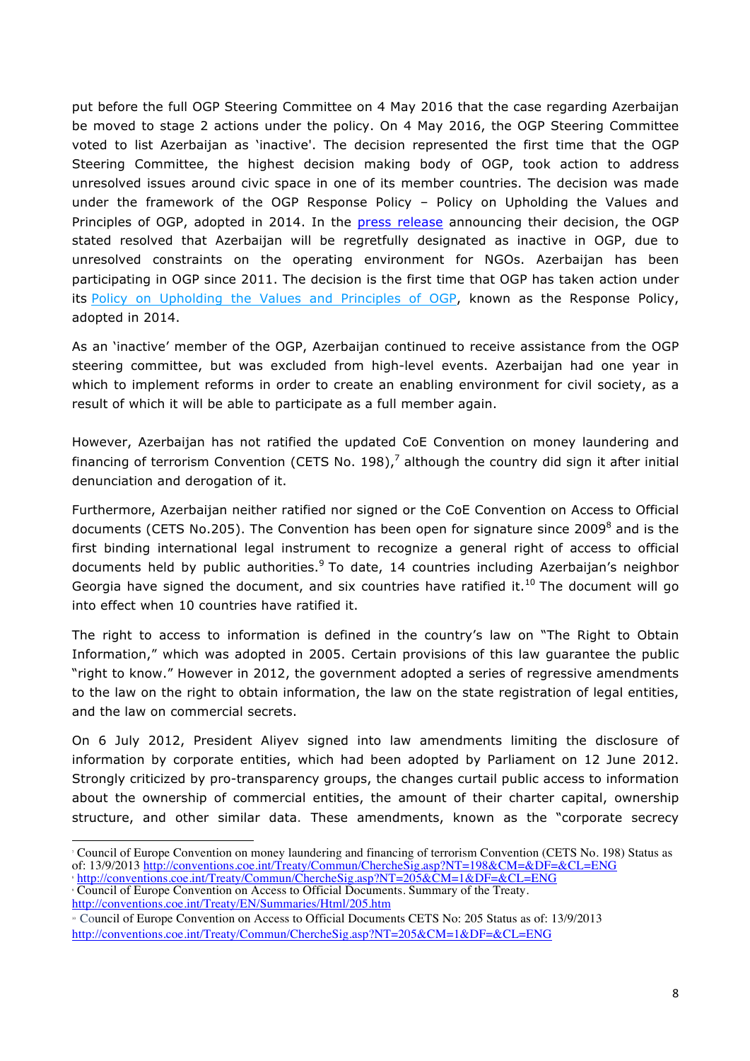put before the full OGP Steering Committee on 4 May 2016 that the case regarding Azerbaijan be moved to stage 2 actions under the policy. On 4 May 2016, the OGP Steering Committee voted to list Azerbaijan as 'inactive'. The decision represented the first time that the OGP Steering Committee, the highest decision making body of OGP, took action to address unresolved issues around civic space in one of its member countries. The decision was made under the framework of the OGP Response Policy – Policy on Upholding the Values and Principles of OGP, adopted in 2014. In the press release announcing their decision, the OGP stated resolved that Azerbaijan will be regretfully designated as inactive in OGP, due to unresolved constraints on the operating environment for NGOs. Azerbaijan has been participating in OGP since 2011. The decision is the first time that OGP has taken action under its Policy on Upholding the Values and Principles of OGP, known as the Response Policy, adopted in 2014.

As an 'inactive' member of the OGP, Azerbaijan continued to receive assistance from the OGP steering committee, but was excluded from high-level events. Azerbaijan had one year in which to implement reforms in order to create an enabling environment for civil society, as a result of which it will be able to participate as a full member again.

However, Azerbaijan has not ratified the updated CoE Convention on money laundering and financing of terrorism Convention (CETS No. 198),[7] although the country did sign it after initial denunciation and derogation of it.

Furthermore, Azerbaijan neither ratified nor signed or the CoE Convention on Access to Official documents (CETS No.205). The Convention has been open for signature since 2009[8] and is the first binding international legal instrument to recognize a general right of access to official documents held by public authorities.[9] To date, 14 countries including Azerbaijan's neighbor Georgia have signed the document, and six countries have ratified it.[10] The document will go into effect when 10 countries have ratified it.

The right to access to information is defined in the country's law on "The Right to Obtain Information," which was adopted in 2005. Certain provisions of this law guarantee the public "right to know." However in 2012, the government adopted a series of regressive amendments to the law on the right to obtain information, the law on the state registration of legal entities, and the law on commercial secrets.

On 6 July 2012, President Aliyev signed into law amendments limiting the disclosure of information by corporate entities, which had been adopted by Parliament on 12 June 2012. Strongly criticized by pro-transparency groups, the changes curtail public access to information about the ownership of commercial entities, the amount of their charter capital, ownership structure, and other similar data. These amendments, known as the "corporate secrecy

---

[7] Council of Europe Convention on money laundering and financing of terrorism Convention (CETS No. 198) Status as of: 13/9/2013 http://conventions.coe.int/Treaty/Commun/ChercheSig.asp?NT=198&CM=&DF=&CL=ENG

[8] http://conventions.coe.int/Treaty/Commun/ChercheSig.asp?NT=205&CM=1&DF=&CL=ENG

[9] Council of Europe Convention on Access to Official Documents. Summary of the Treaty. http://conventions.coe.int/Treaty/EN/Summaries/Html/205.htm

[10] Council of Europe Convention on Access to Official Documents CETS No: 205 Status as of: 13/9/2013 http://conventions.coe.int/Treaty/Commun/ChercheSig.asp?NT=205&CM=1&DF=&CL=ENG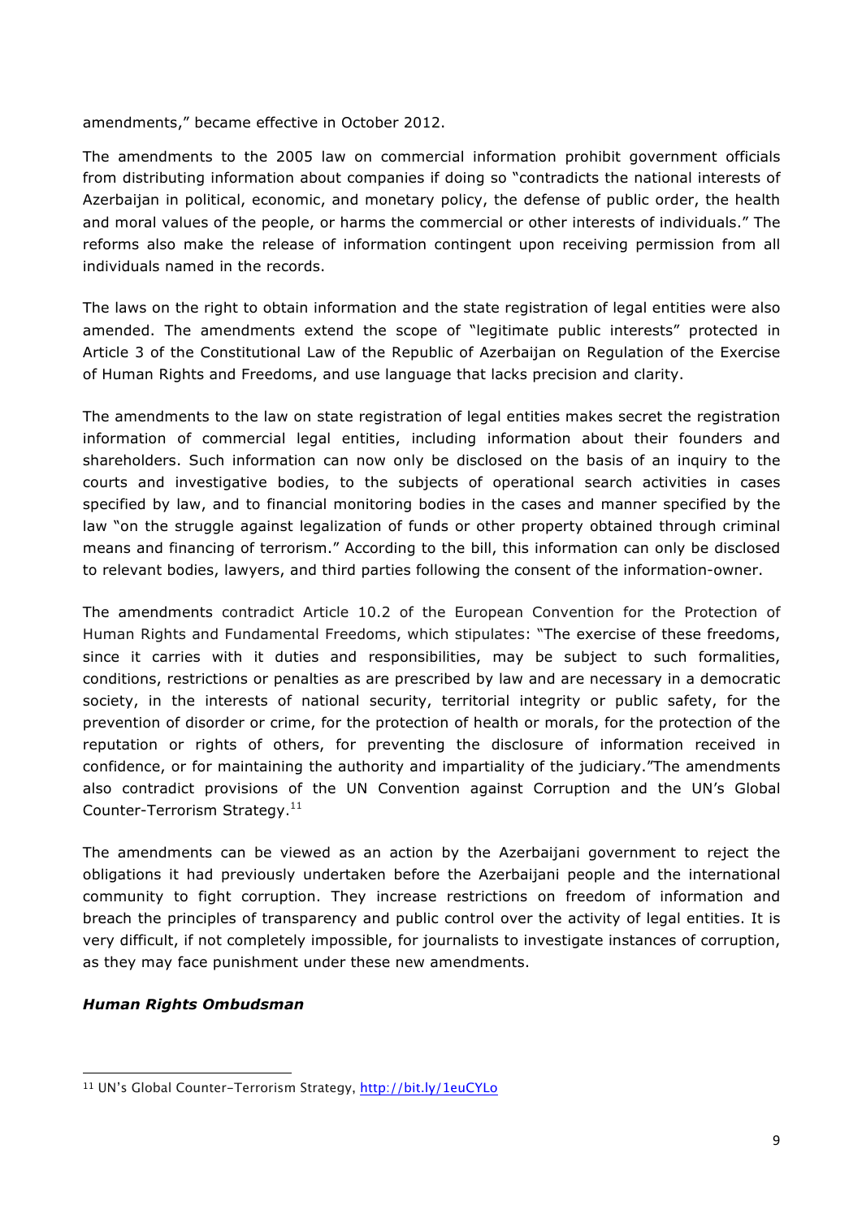amendments," became effective in October 2012.

The amendments to the 2005 law on commercial information prohibit government officials from distributing information about companies if doing so "contradicts the national interests of Azerbaijan in political, economic, and monetary policy, the defense of public order, the health and moral values of the people, or harms the commercial or other interests of individuals." The reforms also make the release of information contingent upon receiving permission from all individuals named in the records.

The laws on the right to obtain information and the state registration of legal entities were also amended. The amendments extend the scope of "legitimate public interests" protected in Article 3 of the Constitutional Law of the Republic of Azerbaijan on Regulation of the Exercise of Human Rights and Freedoms, and use language that lacks precision and clarity.

The amendments to the law on state registration of legal entities makes secret the registration information of commercial legal entities, including information about their founders and shareholders. Such information can now only be disclosed on the basis of an inquiry to the courts and investigative bodies, to the subjects of operational search activities in cases specified by law, and to financial monitoring bodies in the cases and manner specified by the law "on the struggle against legalization of funds or other property obtained through criminal means and financing of terrorism." According to the bill, this information can only be disclosed to relevant bodies, lawyers, and third parties following the consent of the information-owner.

The amendments contradict Article 10.2 of the European Convention for the Protection of Human Rights and Fundamental Freedoms, which stipulates: "The exercise of these freedoms, since it carries with it duties and responsibilities, may be subject to such formalities, conditions, restrictions or penalties as are prescribed by law and are necessary in a democratic society, in the interests of national security, territorial integrity or public safety, for the prevention of disorder or crime, for the protection of health or morals, for the protection of the reputation or rights of others, for preventing the disclosure of information received in confidence, or for maintaining the authority and impartiality of the judiciary."The amendments also contradict provisions of the UN Convention against Corruption and the UN's Global Counter-Terrorism Strategy.[11]

The amendments can be viewed as an action by the Azerbaijani government to reject the obligations it had previously undertaken before the Azerbaijani people and the international community to fight corruption. They increase restrictions on freedom of information and breach the principles of transparency and public control over the activity of legal entities. It is very difficult, if not completely impossible, for journalists to investigate instances of corruption, as they may face punishment under these new amendments.

***Human Rights Ombudsman***

---

[11] UN's Global Counter-Terrorism Strategy, http://bit.ly/1euCYLo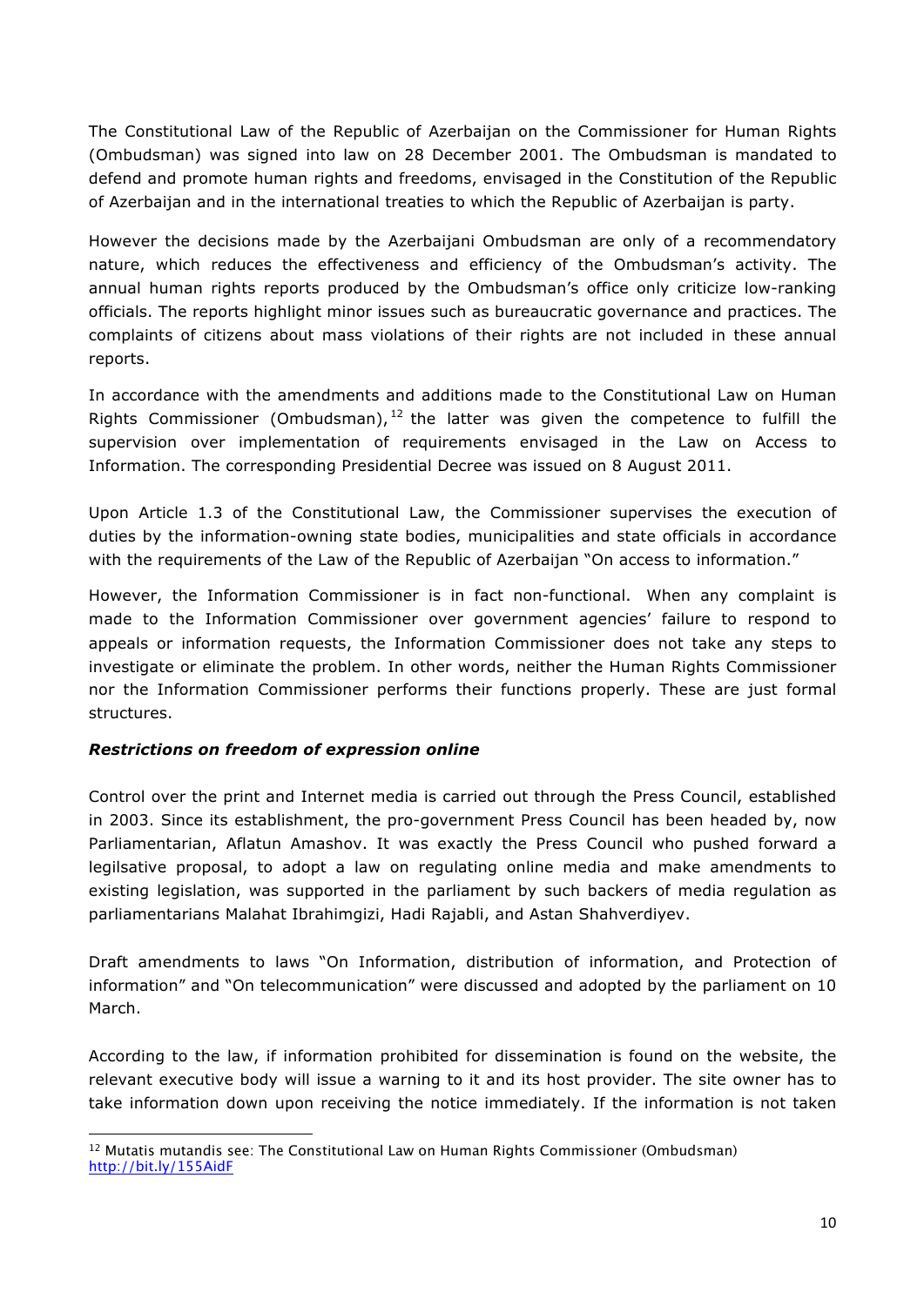The Constitutional Law of the Republic of Azerbaijan on the Commissioner for Human Rights (Ombudsman) was signed into law on 28 December 2001. The Ombudsman is mandated to defend and promote human rights and freedoms, envisaged in the Constitution of the Republic of Azerbaijan and in the international treaties to which the Republic of Azerbaijan is party.

However the decisions made by the Azerbaijani Ombudsman are only of a recommendatory nature, which reduces the effectiveness and efficiency of the Ombudsman's activity. The annual human rights reports produced by the Ombudsman's office only criticize low-ranking officials. The reports highlight minor issues such as bureaucratic governance and practices. The complaints of citizens about mass violations of their rights are not included in these annual reports.

In accordance with the amendments and additions made to the Constitutional Law on Human Rights Commissioner (Ombudsman),[12] the latter was given the competence to fulfill the supervision over implementation of requirements envisaged in the Law on Access to Information. The corresponding Presidential Decree was issued on 8 August 2011.

Upon Article 1.3 of the Constitutional Law, the Commissioner supervises the execution of duties by the information-owning state bodies, municipalities and state officials in accordance with the requirements of the Law of the Republic of Azerbaijan "On access to information."

However, the Information Commissioner is in fact non-functional. When any complaint is made to the Information Commissioner over government agencies' failure to respond to appeals or information requests, the Information Commissioner does not take any steps to investigate or eliminate the problem. In other words, neither the Human Rights Commissioner nor the Information Commissioner performs their functions properly. These are just formal structures.

***Restrictions on freedom of expression online***

Control over the print and Internet media is carried out through the Press Council, established in 2003. Since its establishment, the pro-government Press Council has been headed by, now Parliamentarian, Aflatun Amashov. It was exactly the Press Council who pushed forward a legilsative proposal, to adopt a law on regulating online media and make amendments to existing legislation, was supported in the parliament by such backers of media regulation as parliamentarians Malahat Ibrahimgizi, Hadi Rajabli, and Astan Shahverdiyev.

Draft amendments to laws "On Information, distribution of information, and Protection of information" and "On telecommunication" were discussed and adopted by the parliament on 10 March.

According to the law, if information prohibited for dissemination is found on the website, the relevant executive body will issue a warning to it and its host provider. The site owner has to take information down upon receiving the notice immediately. If the information is not taken

---

[12] Mutatis mutandis see: The Constitutional Law on Human Rights Commissioner (Ombudsman) http://bit.ly/155AidF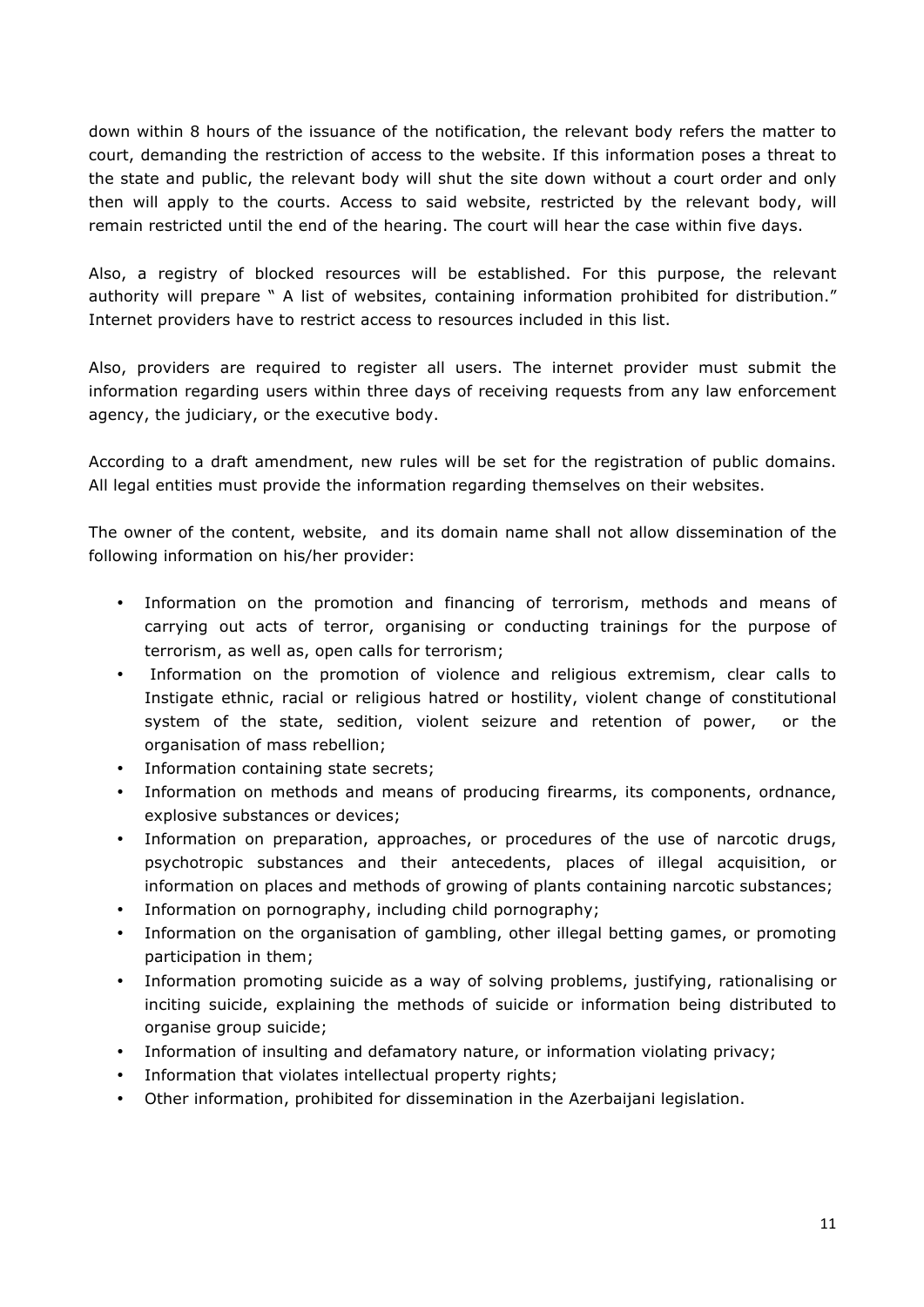down within 8 hours of the issuance of the notification, the relevant body refers the matter to court, demanding the restriction of access to the website. If this information poses a threat to the state and public, the relevant body will shut the site down without a court order and only then will apply to the courts. Access to said website, restricted by the relevant body, will remain restricted until the end of the hearing. The court will hear the case within five days.

Also, a registry of blocked resources will be established. For this purpose, the relevant authority will prepare " A list of websites, containing information prohibited for distribution." Internet providers have to restrict access to resources included in this list.

Also, providers are required to register all users. The internet provider must submit the information regarding users within three days of receiving requests from any law enforcement agency, the judiciary, or the executive body.

According to a draft amendment, new rules will be set for the registration of public domains. All legal entities must provide the information regarding themselves on their websites.

The owner of the content, website, and its domain name shall not allow dissemination of the following information on his/her provider:

- Information on the promotion and financing of terrorism, methods and means of carrying out acts of terror, organising or conducting trainings for the purpose of terrorism, as well as, open calls for terrorism;
- Information on the promotion of violence and religious extremism, clear calls to Instigate ethnic, racial or religious hatred or hostility, violent change of constitutional system of the state, sedition, violent seizure and retention of power, or the organisation of mass rebellion;
- Information containing state secrets;
- Information on methods and means of producing firearms, its components, ordnance, explosive substances or devices;
- Information on preparation, approaches, or procedures of the use of narcotic drugs, psychotropic substances and their antecedents, places of illegal acquisition, or information on places and methods of growing of plants containing narcotic substances;
- Information on pornography, including child pornography;
- Information on the organisation of gambling, other illegal betting games, or promoting participation in them;
- Information promoting suicide as a way of solving problems, justifying, rationalising or inciting suicide, explaining the methods of suicide or information being distributed to organise group suicide;
- Information of insulting and defamatory nature, or information violating privacy;
- Information that violates intellectual property rights;
- Other information, prohibited for dissemination in the Azerbaijani legislation.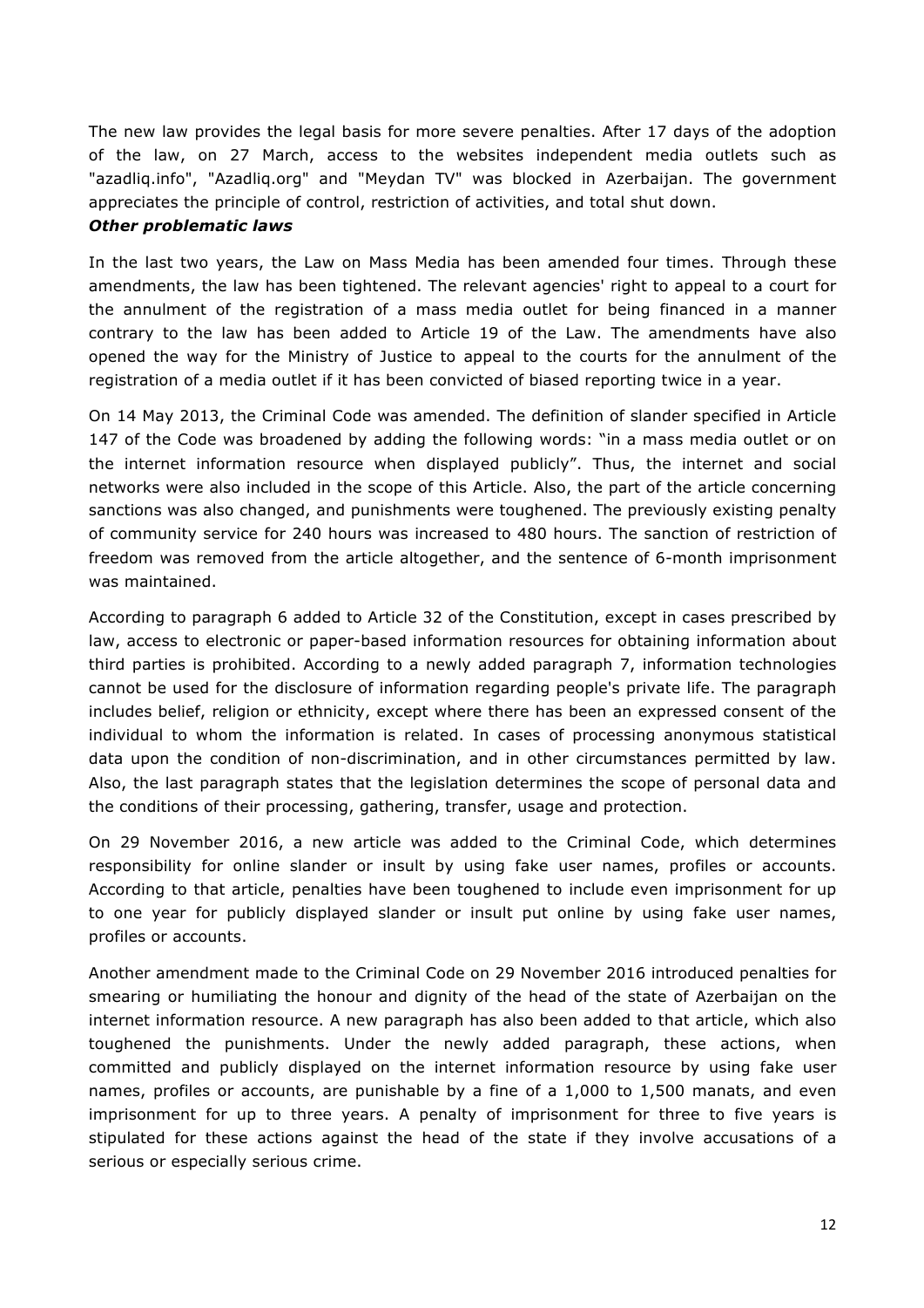The new law provides the legal basis for more severe penalties. After 17 days of the adoption of the law, on 27 March, access to the websites independent media outlets such as "azadliq.info", "Azadliq.org" and "Meydan TV" was blocked in Azerbaijan. The government appreciates the principle of control, restriction of activities, and total shut down.

***Other problematic laws***

In the last two years, the Law on Mass Media has been amended four times. Through these amendments, the law has been tightened. The relevant agencies' right to appeal to a court for the annulment of the registration of a mass media outlet for being financed in a manner contrary to the law has been added to Article 19 of the Law. The amendments have also opened the way for the Ministry of Justice to appeal to the courts for the annulment of the registration of a media outlet if it has been convicted of biased reporting twice in a year.

On 14 May 2013, the Criminal Code was amended. The definition of slander specified in Article 147 of the Code was broadened by adding the following words: "in a mass media outlet or on the internet information resource when displayed publicly". Thus, the internet and social networks were also included in the scope of this Article. Also, the part of the article concerning sanctions was also changed, and punishments were toughened. The previously existing penalty of community service for 240 hours was increased to 480 hours. The sanction of restriction of freedom was removed from the article altogether, and the sentence of 6-month imprisonment was maintained.

According to paragraph 6 added to Article 32 of the Constitution, except in cases prescribed by law, access to electronic or paper-based information resources for obtaining information about third parties is prohibited. According to a newly added paragraph 7, information technologies cannot be used for the disclosure of information regarding people's private life. The paragraph includes belief, religion or ethnicity, except where there has been an expressed consent of the individual to whom the information is related. In cases of processing anonymous statistical data upon the condition of non-discrimination, and in other circumstances permitted by law. Also, the last paragraph states that the legislation determines the scope of personal data and the conditions of their processing, gathering, transfer, usage and protection.

On 29 November 2016, a new article was added to the Criminal Code, which determines responsibility for online slander or insult by using fake user names, profiles or accounts. According to that article, penalties have been toughened to include even imprisonment for up to one year for publicly displayed slander or insult put online by using fake user names, profiles or accounts.

Another amendment made to the Criminal Code on 29 November 2016 introduced penalties for smearing or humiliating the honour and dignity of the head of the state of Azerbaijan on the internet information resource. A new paragraph has also been added to that article, which also toughened the punishments. Under the newly added paragraph, these actions, when committed and publicly displayed on the internet information resource by using fake user names, profiles or accounts, are punishable by a fine of a 1,000 to 1,500 manats, and even imprisonment for up to three years. A penalty of imprisonment for three to five years is stipulated for these actions against the head of the state if they involve accusations of a serious or especially serious crime.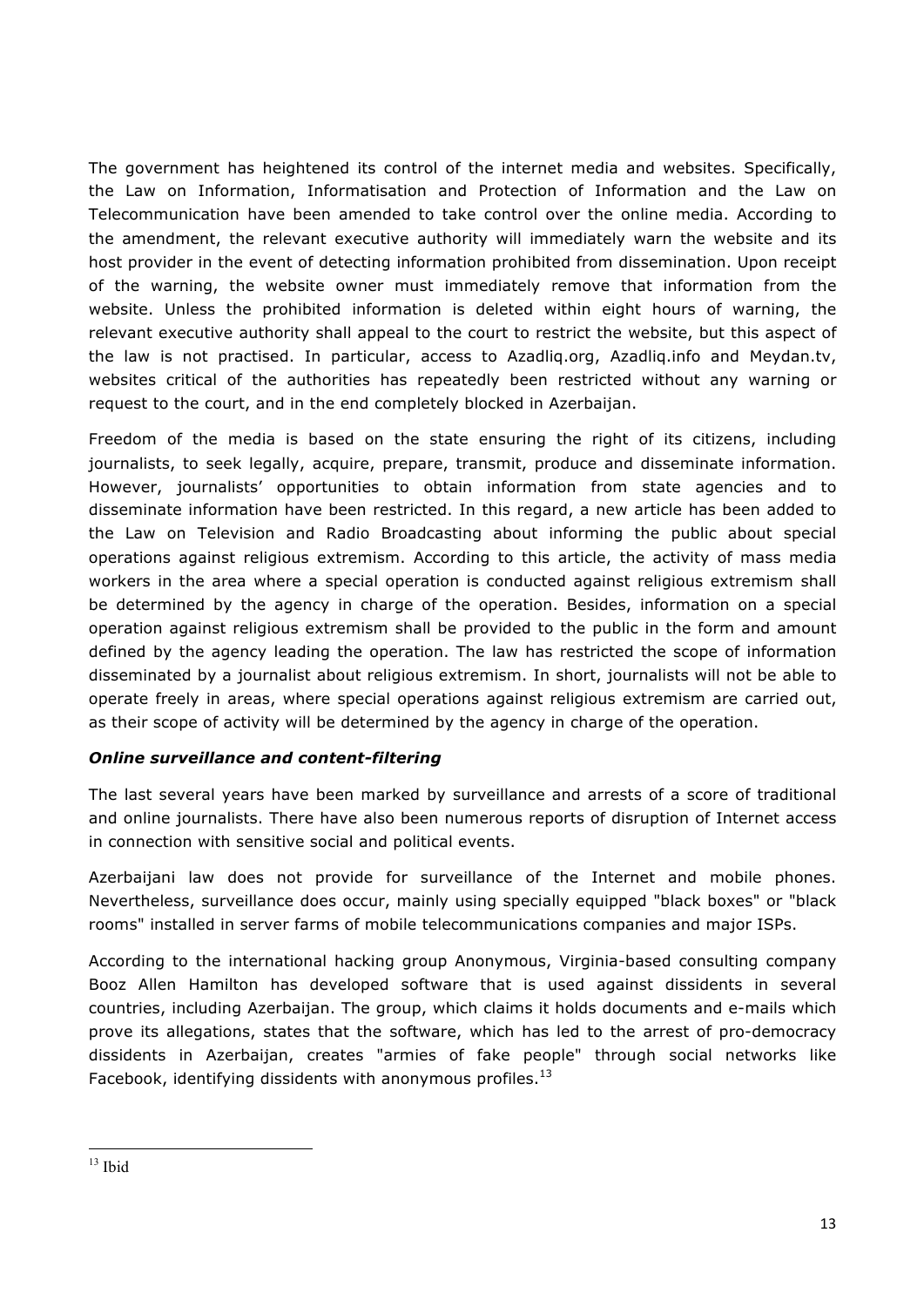The government has heightened its control of the internet media and websites. Specifically, the Law on Information, Informatisation and Protection of Information and the Law on Telecommunication have been amended to take control over the online media. According to the amendment, the relevant executive authority will immediately warn the website and its host provider in the event of detecting information prohibited from dissemination. Upon receipt of the warning, the website owner must immediately remove that information from the website. Unless the prohibited information is deleted within eight hours of warning, the relevant executive authority shall appeal to the court to restrict the website, but this aspect of the law is not practised. In particular, access to Azadliq.org, Azadliq.info and Meydan.tv, websites critical of the authorities has repeatedly been restricted without any warning or request to the court, and in the end completely blocked in Azerbaijan.

Freedom of the media is based on the state ensuring the right of its citizens, including journalists, to seek legally, acquire, prepare, transmit, produce and disseminate information. However, journalists' opportunities to obtain information from state agencies and to disseminate information have been restricted. In this regard, a new article has been added to the Law on Television and Radio Broadcasting about informing the public about special operations against religious extremism. According to this article, the activity of mass media workers in the area where a special operation is conducted against religious extremism shall be determined by the agency in charge of the operation. Besides, information on a special operation against religious extremism shall be provided to the public in the form and amount defined by the agency leading the operation. The law has restricted the scope of information disseminated by a journalist about religious extremism. In short, journalists will not be able to operate freely in areas, where special operations against religious extremism are carried out, as their scope of activity will be determined by the agency in charge of the operation.

***Online surveillance and content-filtering***

The last several years have been marked by surveillance and arrests of a score of traditional and online journalists. There have also been numerous reports of disruption of Internet access in connection with sensitive social and political events.

Azerbaijani law does not provide for surveillance of the Internet and mobile phones. Nevertheless, surveillance does occur, mainly using specially equipped "black boxes" or "black rooms" installed in server farms of mobile telecommunications companies and major ISPs.

According to the international hacking group Anonymous, Virginia-based consulting company Booz Allen Hamilton has developed software that is used against dissidents in several countries, including Azerbaijan. The group, which claims it holds documents and e-mails which prove its allegations, states that the software, which has led to the arrest of pro-democracy dissidents in Azerbaijan, creates "armies of fake people" through social networks like Facebook, identifying dissidents with anonymous profiles.[13]

---

[13] Ibid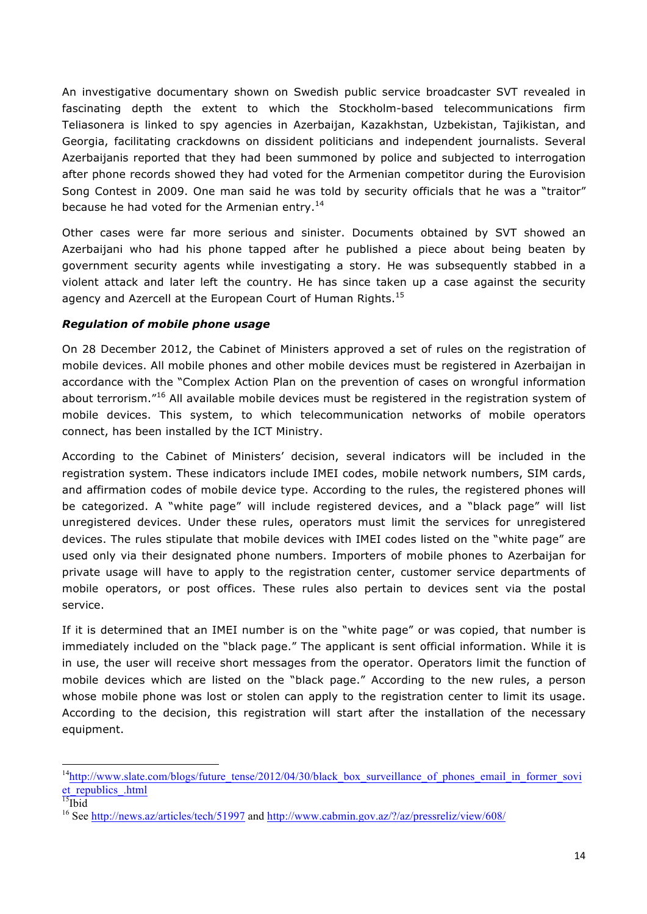An investigative documentary shown on Swedish public service broadcaster SVT revealed in fascinating depth the extent to which the Stockholm-based telecommunications firm Teliasonera is linked to spy agencies in Azerbaijan, Kazakhstan, Uzbekistan, Tajikistan, and Georgia, facilitating crackdowns on dissident politicians and independent journalists. Several Azerbaijanis reported that they had been summoned by police and subjected to interrogation after phone records showed they had voted for the Armenian competitor during the Eurovision Song Contest in 2009. One man said he was told by security officials that he was a "traitor" because he had voted for the Armenian entry.[14]

Other cases were far more serious and sinister. Documents obtained by SVT showed an Azerbaijani who had his phone tapped after he published a piece about being beaten by government security agents while investigating a story. He was subsequently stabbed in a violent attack and later left the country. He has since taken up a case against the security agency and Azercell at the European Court of Human Rights.[15]

***Regulation of mobile phone usage***

On 28 December 2012, the Cabinet of Ministers approved a set of rules on the registration of mobile devices. All mobile phones and other mobile devices must be registered in Azerbaijan in accordance with the "Complex Action Plan on the prevention of cases on wrongful information about terrorism."[16] All available mobile devices must be registered in the registration system of mobile devices. This system, to which telecommunication networks of mobile operators connect, has been installed by the ICT Ministry.

According to the Cabinet of Ministers' decision, several indicators will be included in the registration system. These indicators include IMEI codes, mobile network numbers, SIM cards, and affirmation codes of mobile device type. According to the rules, the registered phones will be categorized. A "white page" will include registered devices, and a "black page" will list unregistered devices. Under these rules, operators must limit the services for unregistered devices. The rules stipulate that mobile devices with IMEI codes listed on the "white page" are used only via their designated phone numbers. Importers of mobile phones to Azerbaijan for private usage will have to apply to the registration center, customer service departments of mobile operators, or post offices. These rules also pertain to devices sent via the postal service.

If it is determined that an IMEI number is on the "white page" or was copied, that number is immediately included on the "black page." The applicant is sent official information. While it is in use, the user will receive short messages from the operator. Operators limit the function of mobile devices which are listed on the "black page." According to the new rules, a person whose mobile phone was lost or stolen can apply to the registration center to limit its usage. According to the decision, this registration will start after the installation of the necessary equipment.

---

[14] http://www.slate.com/blogs/future_tense/2012/04/30/black_box_surveillance_of_phones_email_in_former_soviet_republics_.html

[15] Ibid

[16] See http://news.az/articles/tech/51997 and http://www.cabmin.gov.az/?/az/pressreliz/view/608/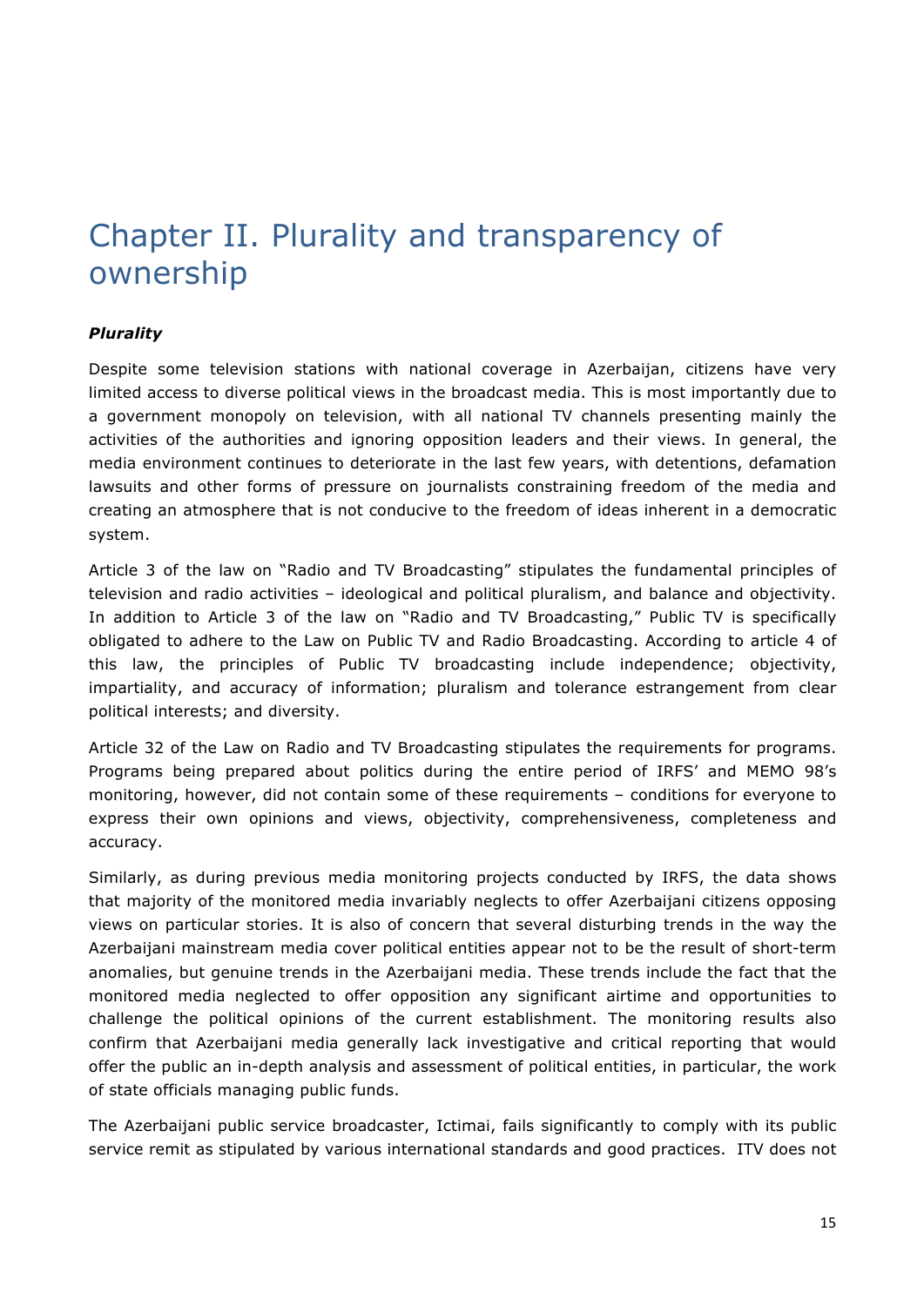# Chapter II. Plurality and transparency of ownership

***Plurality***

Despite some television stations with national coverage in Azerbaijan, citizens have very limited access to diverse political views in the broadcast media. This is most importantly due to a government monopoly on television, with all national TV channels presenting mainly the activities of the authorities and ignoring opposition leaders and their views. In general, the media environment continues to deteriorate in the last few years, with detentions, defamation lawsuits and other forms of pressure on journalists constraining freedom of the media and creating an atmosphere that is not conducive to the freedom of ideas inherent in a democratic system.

Article 3 of the law on "Radio and TV Broadcasting" stipulates the fundamental principles of television and radio activities – ideological and political pluralism, and balance and objectivity. In addition to Article 3 of the law on "Radio and TV Broadcasting," Public TV is specifically obligated to adhere to the Law on Public TV and Radio Broadcasting. According to article 4 of this law, the principles of Public TV broadcasting include independence; objectivity, impartiality, and accuracy of information; pluralism and tolerance estrangement from clear political interests; and diversity.

Article 32 of the Law on Radio and TV Broadcasting stipulates the requirements for programs. Programs being prepared about politics during the entire period of IRFS' and MEMO 98's monitoring, however, did not contain some of these requirements – conditions for everyone to express their own opinions and views, objectivity, comprehensiveness, completeness and accuracy.

Similarly, as during previous media monitoring projects conducted by IRFS, the data shows that majority of the monitored media invariably neglects to offer Azerbaijani citizens opposing views on particular stories. It is also of concern that several disturbing trends in the way the Azerbaijani mainstream media cover political entities appear not to be the result of short-term anomalies, but genuine trends in the Azerbaijani media. These trends include the fact that the monitored media neglected to offer opposition any significant airtime and opportunities to challenge the political opinions of the current establishment. The monitoring results also confirm that Azerbaijani media generally lack investigative and critical reporting that would offer the public an in-depth analysis and assessment of political entities, in particular, the work of state officials managing public funds.

The Azerbaijani public service broadcaster, Ictimai, fails significantly to comply with its public service remit as stipulated by various international standards and good practices. ITV does not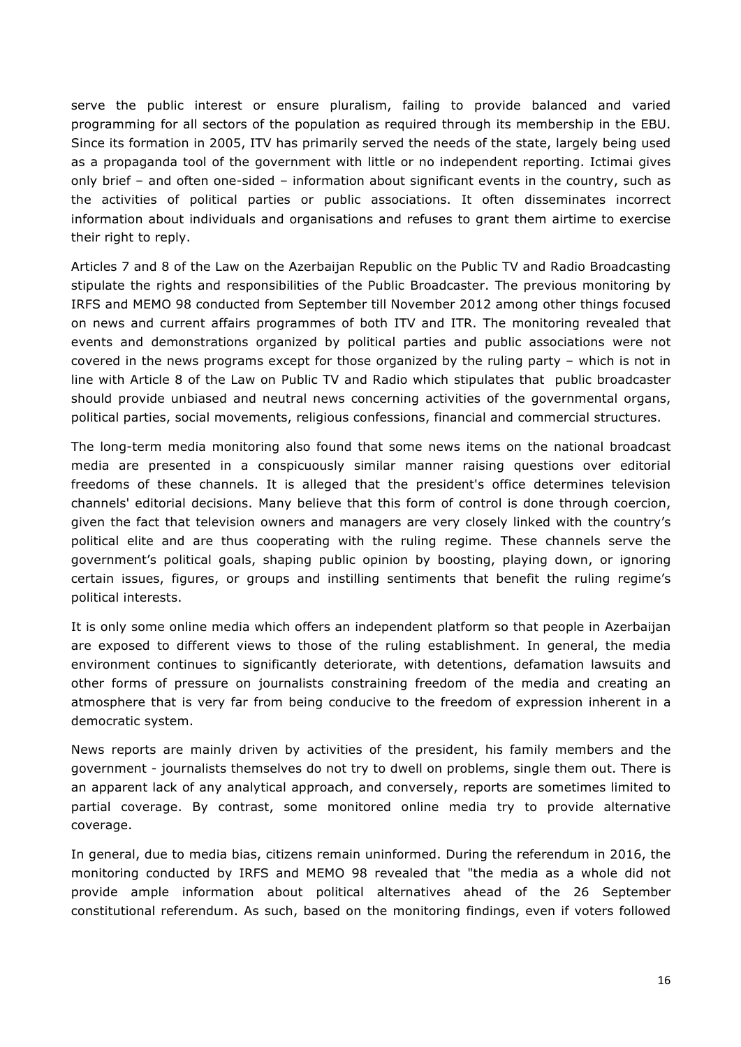serve the public interest or ensure pluralism, failing to provide balanced and varied programming for all sectors of the population as required through its membership in the EBU. Since its formation in 2005, ITV has primarily served the needs of the state, largely being used as a propaganda tool of the government with little or no independent reporting. Ictimai gives only brief – and often one-sided – information about significant events in the country, such as the activities of political parties or public associations. It often disseminates incorrect information about individuals and organisations and refuses to grant them airtime to exercise their right to reply.

Articles 7 and 8 of the Law on the Azerbaijan Republic on the Public TV and Radio Broadcasting stipulate the rights and responsibilities of the Public Broadcaster. The previous monitoring by IRFS and MEMO 98 conducted from September till November 2012 among other things focused on news and current affairs programmes of both ITV and ITR. The monitoring revealed that events and demonstrations organized by political parties and public associations were not covered in the news programs except for those organized by the ruling party – which is not in line with Article 8 of the Law on Public TV and Radio which stipulates that public broadcaster should provide unbiased and neutral news concerning activities of the governmental organs, political parties, social movements, religious confessions, financial and commercial structures.

The long-term media monitoring also found that some news items on the national broadcast media are presented in a conspicuously similar manner raising questions over editorial freedoms of these channels. It is alleged that the president's office determines television channels' editorial decisions. Many believe that this form of control is done through coercion, given the fact that television owners and managers are very closely linked with the country's political elite and are thus cooperating with the ruling regime. These channels serve the government's political goals, shaping public opinion by boosting, playing down, or ignoring certain issues, figures, or groups and instilling sentiments that benefit the ruling regime's political interests.

It is only some online media which offers an independent platform so that people in Azerbaijan are exposed to different views to those of the ruling establishment. In general, the media environment continues to significantly deteriorate, with detentions, defamation lawsuits and other forms of pressure on journalists constraining freedom of the media and creating an atmosphere that is very far from being conducive to the freedom of expression inherent in a democratic system.

News reports are mainly driven by activities of the president, his family members and the government - journalists themselves do not try to dwell on problems, single them out. There is an apparent lack of any analytical approach, and conversely, reports are sometimes limited to partial coverage. By contrast, some monitored online media try to provide alternative coverage.

In general, due to media bias, citizens remain uninformed. During the referendum in 2016, the monitoring conducted by IRFS and MEMO 98 revealed that "the media as a whole did not provide ample information about political alternatives ahead of the 26 September constitutional referendum. As such, based on the monitoring findings, even if voters followed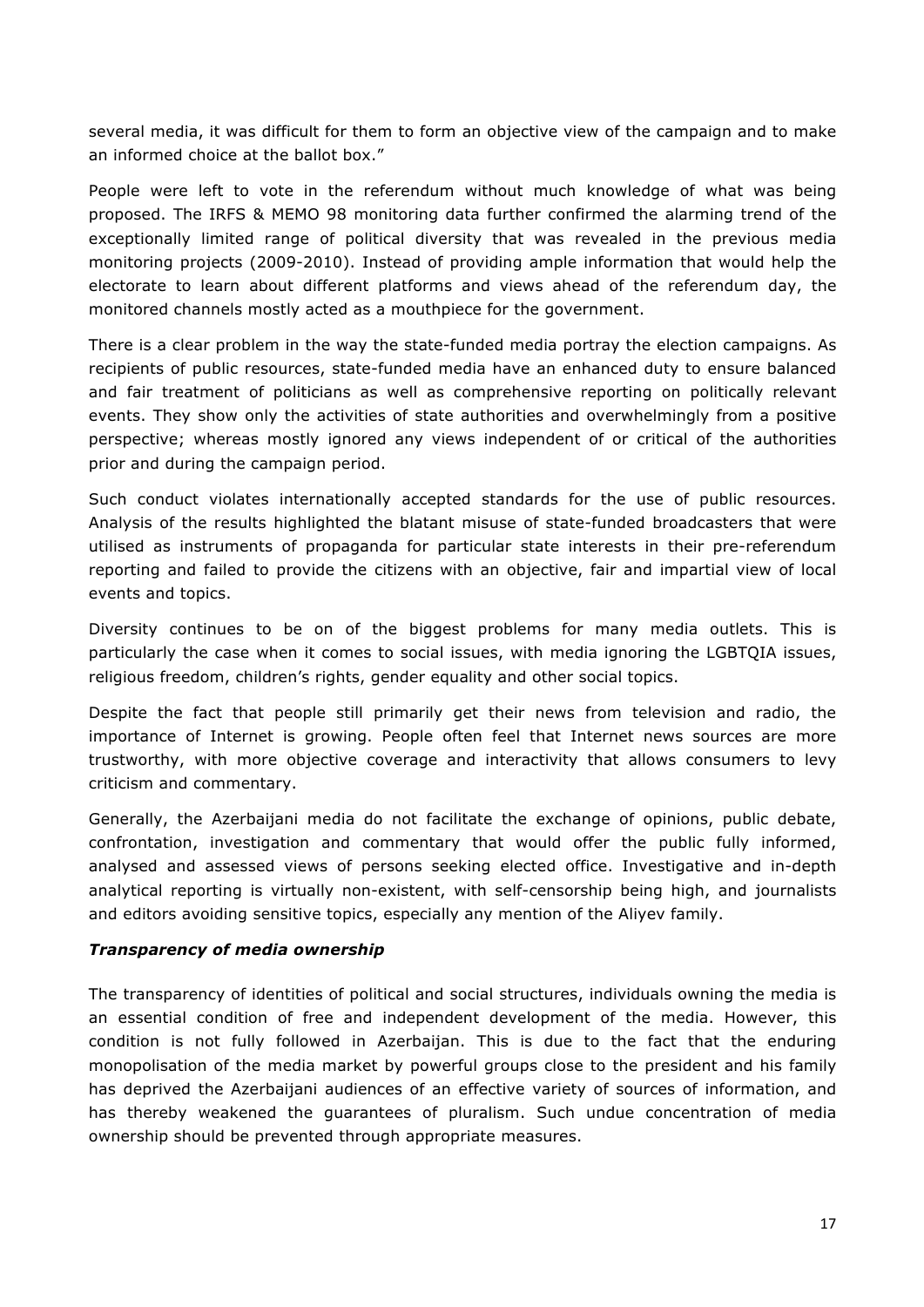several media, it was difficult for them to form an objective view of the campaign and to make an informed choice at the ballot box."

People were left to vote in the referendum without much knowledge of what was being proposed. The IRFS & MEMO 98 monitoring data further confirmed the alarming trend of the exceptionally limited range of political diversity that was revealed in the previous media monitoring projects (2009-2010). Instead of providing ample information that would help the electorate to learn about different platforms and views ahead of the referendum day, the monitored channels mostly acted as a mouthpiece for the government.

There is a clear problem in the way the state-funded media portray the election campaigns. As recipients of public resources, state-funded media have an enhanced duty to ensure balanced and fair treatment of politicians as well as comprehensive reporting on politically relevant events. They show only the activities of state authorities and overwhelmingly from a positive perspective; whereas mostly ignored any views independent of or critical of the authorities prior and during the campaign period.

Such conduct violates internationally accepted standards for the use of public resources. Analysis of the results highlighted the blatant misuse of state-funded broadcasters that were utilised as instruments of propaganda for particular state interests in their pre-referendum reporting and failed to provide the citizens with an objective, fair and impartial view of local events and topics.

Diversity continues to be on of the biggest problems for many media outlets. This is particularly the case when it comes to social issues, with media ignoring the LGBTQIA issues, religious freedom, children's rights, gender equality and other social topics.

Despite the fact that people still primarily get their news from television and radio, the importance of Internet is growing. People often feel that Internet news sources are more trustworthy, with more objective coverage and interactivity that allows consumers to levy criticism and commentary.

Generally, the Azerbaijani media do not facilitate the exchange of opinions, public debate, confrontation, investigation and commentary that would offer the public fully informed, analysed and assessed views of persons seeking elected office. Investigative and in-depth analytical reporting is virtually non-existent, with self-censorship being high, and journalists and editors avoiding sensitive topics, especially any mention of the Aliyev family.

***Transparency of media ownership***

The transparency of identities of political and social structures, individuals owning the media is an essential condition of free and independent development of the media. However, this condition is not fully followed in Azerbaijan. This is due to the fact that the enduring monopolisation of the media market by powerful groups close to the president and his family has deprived the Azerbaijani audiences of an effective variety of sources of information, and has thereby weakened the guarantees of pluralism. Such undue concentration of media ownership should be prevented through appropriate measures.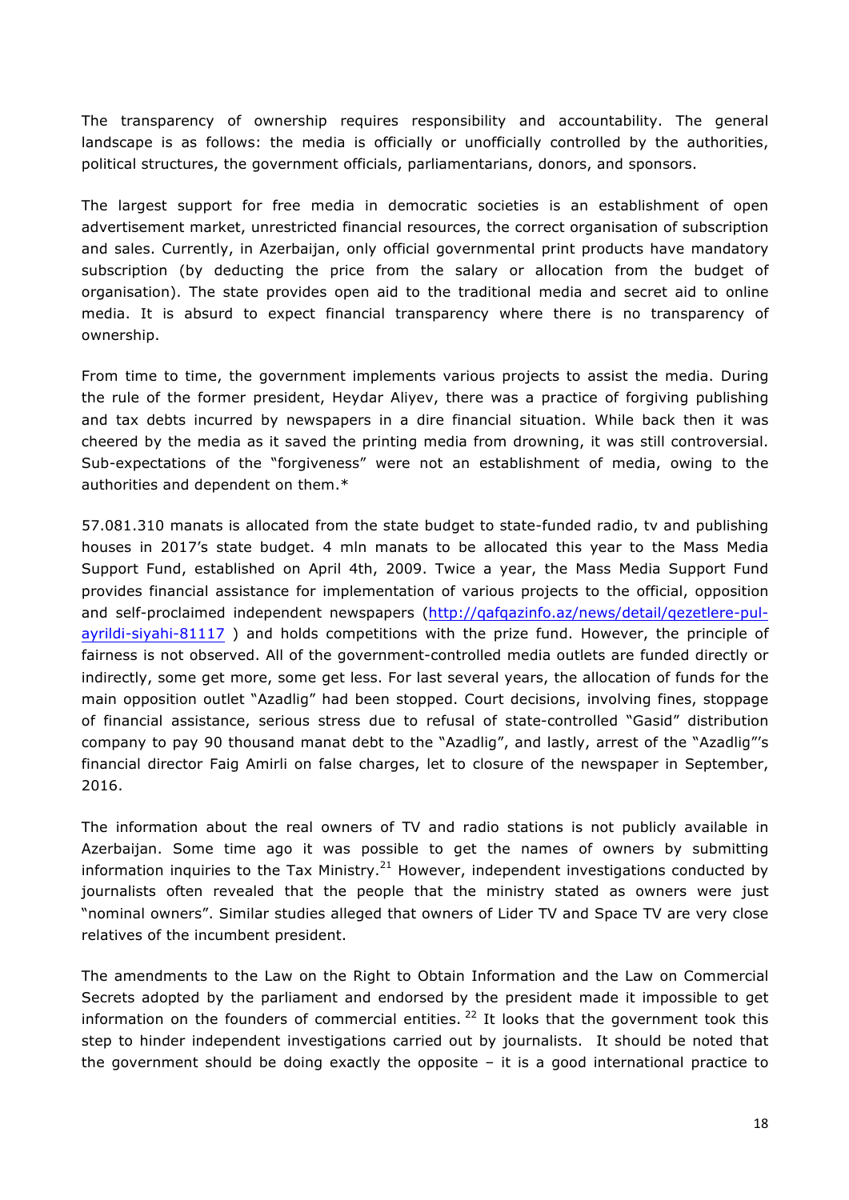The transparency of ownership requires responsibility and accountability. The general landscape is as follows: the media is officially or unofficially controlled by the authorities, political structures, the government officials, parliamentarians, donors, and sponsors.

The largest support for free media in democratic societies is an establishment of open advertisement market, unrestricted financial resources, the correct organisation of subscription and sales. Currently, in Azerbaijan, only official governmental print products have mandatory subscription (by deducting the price from the salary or allocation from the budget of organisation). The state provides open aid to the traditional media and secret aid to online media. It is absurd to expect financial transparency where there is no transparency of ownership.

From time to time, the government implements various projects to assist the media. During the rule of the former president, Heydar Aliyev, there was a practice of forgiving publishing and tax debts incurred by newspapers in a dire financial situation. While back then it was cheered by the media as it saved the printing media from drowning, it was still controversial. Sub-expectations of the "forgiveness" were not an establishment of media, owing to the authorities and dependent on them.*

57.081.310 manats is allocated from the state budget to state-funded radio, tv and publishing houses in 2017's state budget. 4 mln manats to be allocated this year to the Mass Media Support Fund, established on April 4th, 2009. Twice a year, the Mass Media Support Fund provides financial assistance for implementation of various projects to the official, opposition and self-proclaimed independent newspapers ([http://qafqazinfo.az/news/detail/qezetlere-pul-ayrildi-siyahi-81117](http://qafqazinfo.az/news/detail/qezetlere-pul-ayrildi-siyahi-81117) ) and holds competitions with the prize fund. However, the principle of fairness is not observed. All of the government-controlled media outlets are funded directly or indirectly, some get more, some get less. For last several years, the allocation of funds for the main opposition outlet "Azadlig" had been stopped. Court decisions, involving fines, stoppage of financial assistance, serious stress due to refusal of state-controlled "Gasid" distribution company to pay 90 thousand manat debt to the "Azadlig", and lastly, arrest of the "Azadlig"'s financial director Faig Amirli on false charges, let to closure of the newspaper in September, 2016.

The information about the real owners of TV and radio stations is not publicly available in Azerbaijan. Some time ago it was possible to get the names of owners by submitting information inquiries to the Tax Ministry.[21] However, independent investigations conducted by journalists often revealed that the people that the ministry stated as owners were just "nominal owners". Similar studies alleged that owners of Lider TV and Space TV are very close relatives of the incumbent president.

The amendments to the Law on the Right to Obtain Information and the Law on Commercial Secrets adopted by the parliament and endorsed by the president made it impossible to get information on the founders of commercial entities.[22] It looks that the government took this step to hinder independent investigations carried out by journalists. It should be noted that the government should be doing exactly the opposite – it is a good international practice to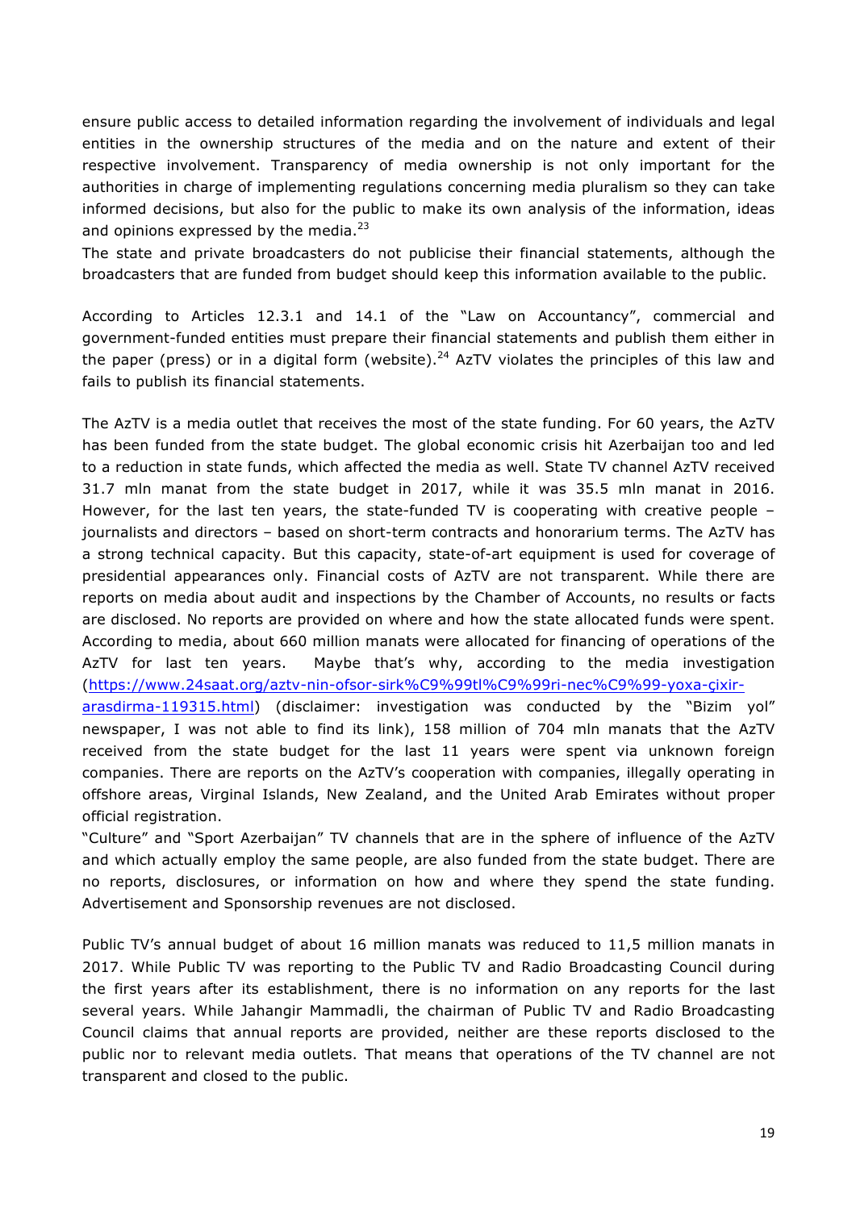ensure public access to detailed information regarding the involvement of individuals and legal entities in the ownership structures of the media and on the nature and extent of their respective involvement. Transparency of media ownership is not only important for the authorities in charge of implementing regulations concerning media pluralism so they can take informed decisions, but also for the public to make its own analysis of the information, ideas and opinions expressed by the media.[23]

The state and private broadcasters do not publicise their financial statements, although the broadcasters that are funded from budget should keep this information available to the public.

According to Articles 12.3.1 and 14.1 of the "Law on Accountancy", commercial and government-funded entities must prepare their financial statements and publish them either in the paper (press) or in a digital form (website).[24] AzTV violates the principles of this law and fails to publish its financial statements.

The AzTV is a media outlet that receives the most of the state funding. For 60 years, the AzTV has been funded from the state budget. The global economic crisis hit Azerbaijan too and led to a reduction in state funds, which affected the media as well. State TV channel AzTV received 31.7 mln manat from the state budget in 2017, while it was 35.5 mln manat in 2016. However, for the last ten years, the state-funded TV is cooperating with creative people – journalists and directors – based on short-term contracts and honorarium terms. The AzTV has a strong technical capacity. But this capacity, state-of-art equipment is used for coverage of presidential appearances only. Financial costs of AzTV are not transparent. While there are reports on media about audit and inspections by the Chamber of Accounts, no results or facts are disclosed. No reports are provided on where and how the state allocated funds were spent. According to media, about 660 million manats were allocated for financing of operations of the AzTV for last ten years. Maybe that's why, according to the media investigation (https://www.24saat.org/aztv-nin-ofsor-sirk%C9%99tl%C9%99ri-nec%C9%99-yoxa-çixir-arasdirma-119315.html) (disclaimer: investigation was conducted by the "Bizim yol" newspaper, I was not able to find its link), 158 million of 704 mln manats that the AzTV received from the state budget for the last 11 years were spent via unknown foreign companies. There are reports on the AzTV's cooperation with companies, illegally operating in offshore areas, Virginal Islands, New Zealand, and the United Arab Emirates without proper official registration.

"Culture" and "Sport Azerbaijan" TV channels that are in the sphere of influence of the AzTV and which actually employ the same people, are also funded from the state budget. There are no reports, disclosures, or information on how and where they spend the state funding. Advertisement and Sponsorship revenues are not disclosed.

Public TV's annual budget of about 16 million manats was reduced to 11,5 million manats in 2017. While Public TV was reporting to the Public TV and Radio Broadcasting Council during the first years after its establishment, there is no information on any reports for the last several years. While Jahangir Mammadli, the chairman of Public TV and Radio Broadcasting Council claims that annual reports are provided, neither are these reports disclosed to the public nor to relevant media outlets. That means that operations of the TV channel are not transparent and closed to the public.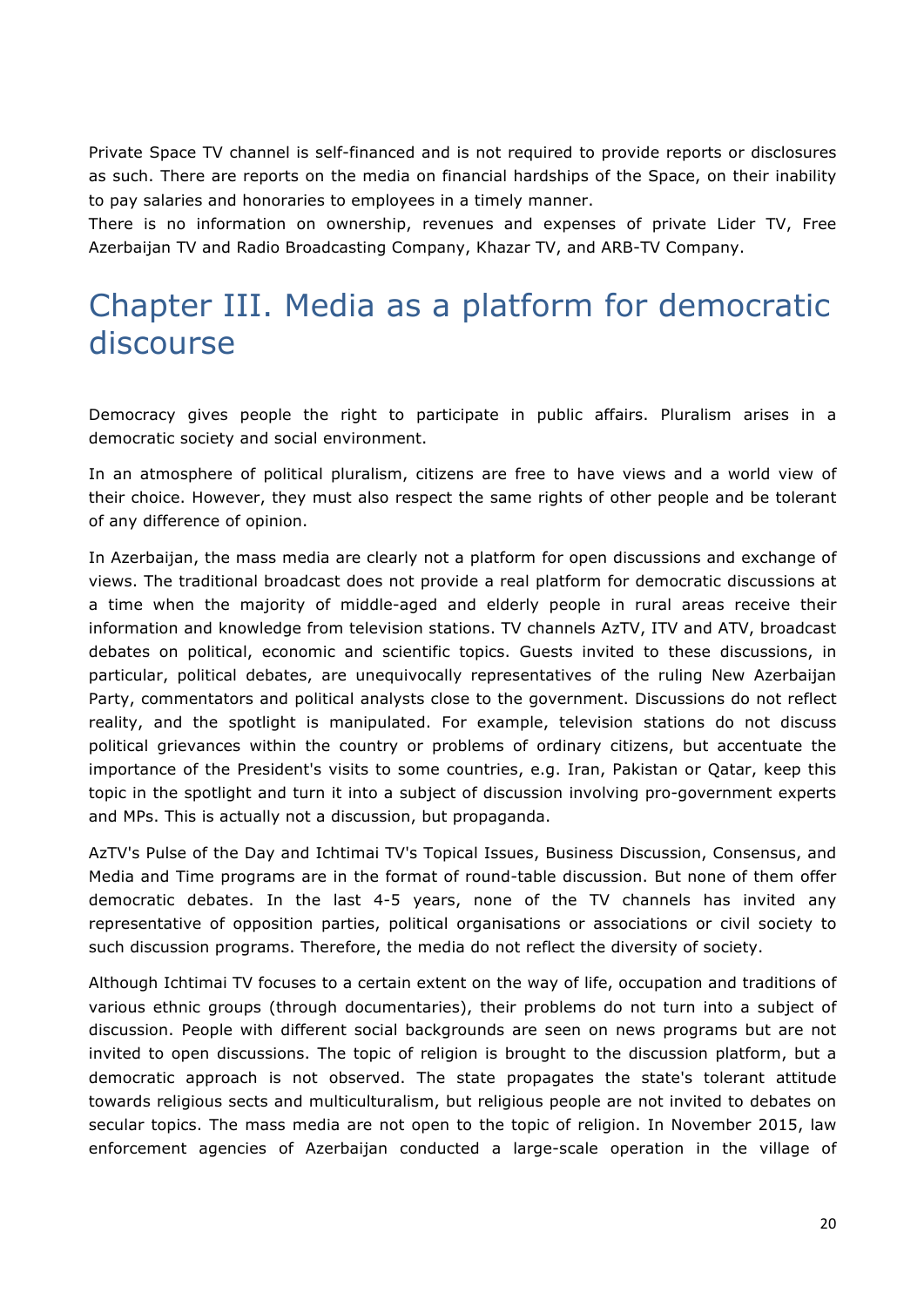Private Space TV channel is self-financed and is not required to provide reports or disclosures as such. There are reports on the media on financial hardships of the Space, on their inability to pay salaries and honoraries to employees in a timely manner.
There is no information on ownership, revenues and expenses of private Lider TV, Free Azerbaijan TV and Radio Broadcasting Company, Khazar TV, and ARB-TV Company.

# Chapter III. Media as a platform for democratic discourse

Democracy gives people the right to participate in public affairs. Pluralism arises in a democratic society and social environment.

In an atmosphere of political pluralism, citizens are free to have views and a world view of their choice. However, they must also respect the same rights of other people and be tolerant of any difference of opinion.

In Azerbaijan, the mass media are clearly not a platform for open discussions and exchange of views. The traditional broadcast does not provide a real platform for democratic discussions at a time when the majority of middle-aged and elderly people in rural areas receive their information and knowledge from television stations. TV channels AzTV, ITV and ATV, broadcast debates on political, economic and scientific topics. Guests invited to these discussions, in particular, political debates, are unequivocally representatives of the ruling New Azerbaijan Party, commentators and political analysts close to the government. Discussions do not reflect reality, and the spotlight is manipulated. For example, television stations do not discuss political grievances within the country or problems of ordinary citizens, but accentuate the importance of the President's visits to some countries, e.g. Iran, Pakistan or Qatar, keep this topic in the spotlight and turn it into a subject of discussion involving pro-government experts and MPs. This is actually not a discussion, but propaganda.

AzTV's Pulse of the Day and Ichtimai TV's Topical Issues, Business Discussion, Consensus, and Media and Time programs are in the format of round-table discussion. But none of them offer democratic debates. In the last 4-5 years, none of the TV channels has invited any representative of opposition parties, political organisations or associations or civil society to such discussion programs. Therefore, the media do not reflect the diversity of society.

Although Ichtimai TV focuses to a certain extent on the way of life, occupation and traditions of various ethnic groups (through documentaries), their problems do not turn into a subject of discussion. People with different social backgrounds are seen on news programs but are not invited to open discussions. The topic of religion is brought to the discussion platform, but a democratic approach is not observed. The state propagates the state's tolerant attitude towards religious sects and multiculturalism, but religious people are not invited to debates on secular topics. The mass media are not open to the topic of religion. In November 2015, law enforcement agencies of Azerbaijan conducted a large-scale operation in the village of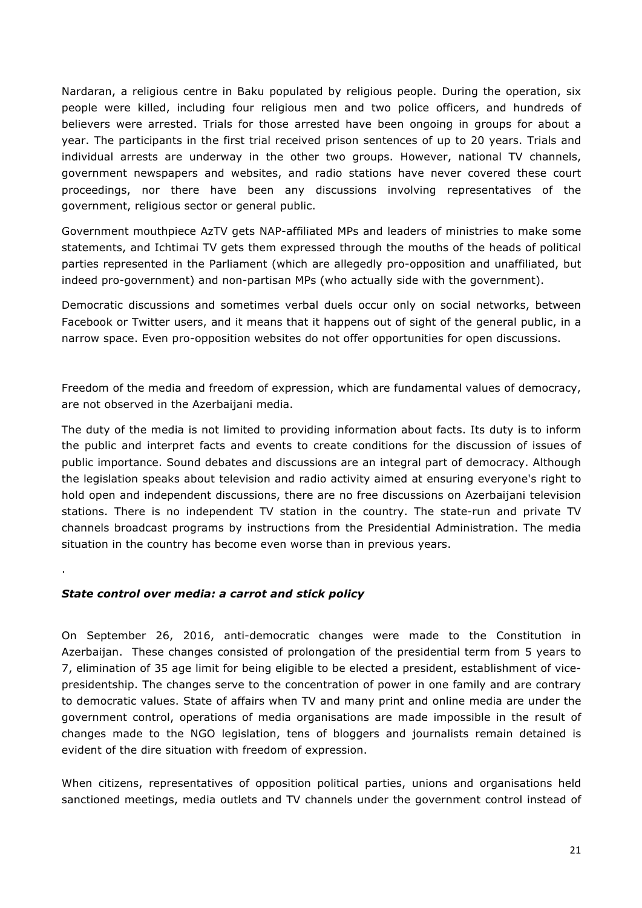Nardaran, a religious centre in Baku populated by religious people. During the operation, six people were killed, including four religious men and two police officers, and hundreds of believers were arrested. Trials for those arrested have been ongoing in groups for about a year. The participants in the first trial received prison sentences of up to 20 years. Trials and individual arrests are underway in the other two groups. However, national TV channels, government newspapers and websites, and radio stations have never covered these court proceedings, nor there have been any discussions involving representatives of the government, religious sector or general public.

Government mouthpiece AzTV gets NAP-affiliated MPs and leaders of ministries to make some statements, and Ichtimai TV gets them expressed through the mouths of the heads of political parties represented in the Parliament (which are allegedly pro-opposition and unaffiliated, but indeed pro-government) and non-partisan MPs (who actually side with the government).

Democratic discussions and sometimes verbal duels occur only on social networks, between Facebook or Twitter users, and it means that it happens out of sight of the general public, in a narrow space. Even pro-opposition websites do not offer opportunities for open discussions.

Freedom of the media and freedom of expression, which are fundamental values of democracy, are not observed in the Azerbaijani media.

The duty of the media is not limited to providing information about facts. Its duty is to inform the public and interpret facts and events to create conditions for the discussion of issues of public importance. Sound debates and discussions are an integral part of democracy. Although the legislation speaks about television and radio activity aimed at ensuring everyone's right to hold open and independent discussions, there are no free discussions on Azerbaijani television stations. There is no independent TV station in the country. The state-run and private TV channels broadcast programs by instructions from the Presidential Administration. The media situation in the country has become even worse than in previous years.

.

### *State control over media: a carrot and stick policy*

On September 26, 2016, anti-democratic changes were made to the Constitution in Azerbaijan. These changes consisted of prolongation of the presidential term from 5 years to 7, elimination of 35 age limit for being eligible to be elected a president, establishment of vice-presidentship. The changes serve to the concentration of power in one family and are contrary to democratic values. State of affairs when TV and many print and online media are under the government control, operations of media organisations are made impossible in the result of changes made to the NGO legislation, tens of bloggers and journalists remain detained is evident of the dire situation with freedom of expression.

When citizens, representatives of opposition political parties, unions and organisations held sanctioned meetings, media outlets and TV channels under the government control instead of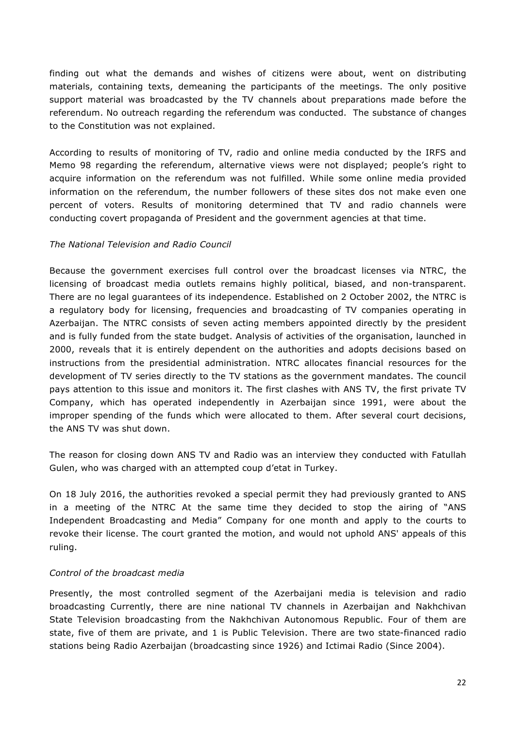finding out what the demands and wishes of citizens were about, went on distributing materials, containing texts, demeaning the participants of the meetings. The only positive support material was broadcasted by the TV channels about preparations made before the referendum. No outreach regarding the referendum was conducted. The substance of changes to the Constitution was not explained.

According to results of monitoring of TV, radio and online media conducted by the IRFS and Memo 98 regarding the referendum, alternative views were not displayed; people's right to acquire information on the referendum was not fulfilled. While some online media provided information on the referendum, the number followers of these sites dos not make even one percent of voters. Results of monitoring determined that TV and radio channels were conducting covert propaganda of President and the government agencies at that time.

*The National Television and Radio Council*

Because the government exercises full control over the broadcast licenses via NTRC, the licensing of broadcast media outlets remains highly political, biased, and non-transparent. There are no legal guarantees of its independence. Established on 2 October 2002, the NTRC is a regulatory body for licensing, frequencies and broadcasting of TV companies operating in Azerbaijan. The NTRC consists of seven acting members appointed directly by the president and is fully funded from the state budget. Analysis of activities of the organisation, launched in 2000, reveals that it is entirely dependent on the authorities and adopts decisions based on instructions from the presidential administration. NTRC allocates financial resources for the development of TV series directly to the TV stations as the government mandates. The council pays attention to this issue and monitors it. The first clashes with ANS TV, the first private TV Company, which has operated independently in Azerbaijan since 1991, were about the improper spending of the funds which were allocated to them. After several court decisions, the ANS TV was shut down.

The reason for closing down ANS TV and Radio was an interview they conducted with Fatullah Gulen, who was charged with an attempted coup d'etat in Turkey.

On 18 July 2016, the authorities revoked a special permit they had previously granted to ANS in a meeting of the NTRC At the same time they decided to stop the airing of "ANS Independent Broadcasting and Media" Company for one month and apply to the courts to revoke their license. The court granted the motion, and would not uphold ANS' appeals of this ruling.

*Control of the broadcast media*

Presently, the most controlled segment of the Azerbaijani media is television and radio broadcasting Currently, there are nine national TV channels in Azerbaijan and Nakhchivan State Television broadcasting from the Nakhchivan Autonomous Republic. Four of them are state, five of them are private, and 1 is Public Television. There are two state-financed radio stations being Radio Azerbaijan (broadcasting since 1926) and Ictimai Radio (Since 2004).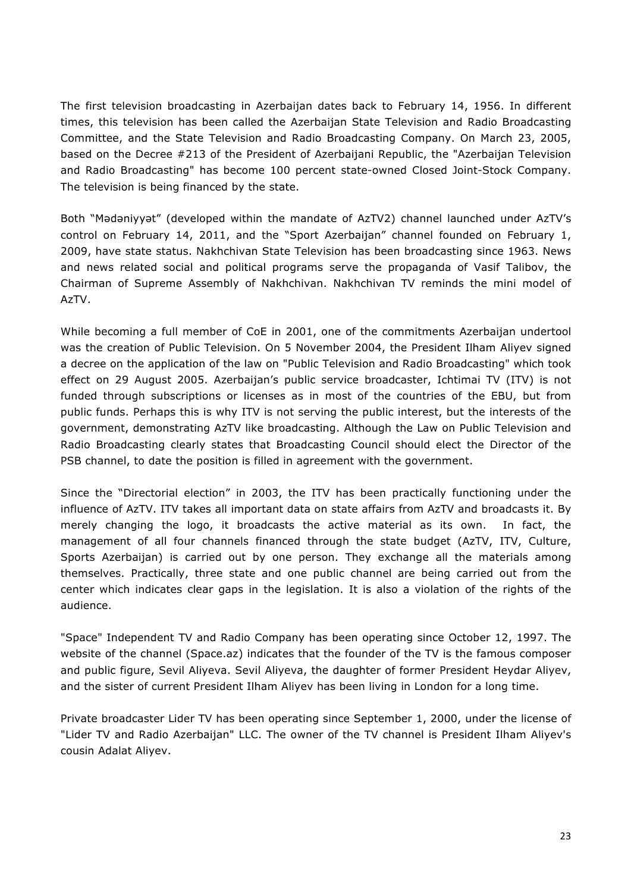The first television broadcasting in Azerbaijan dates back to February 14, 1956. In different times, this television has been called the Azerbaijan State Television and Radio Broadcasting Committee, and the State Television and Radio Broadcasting Company. On March 23, 2005, based on the Decree #213 of the President of Azerbaijani Republic, the "Azerbaijan Television and Radio Broadcasting" has become 100 percent state-owned Closed Joint-Stock Company. The television is being financed by the state.

Both "Mədəniyyət" (developed within the mandate of AzTV2) channel launched under AzTV's control on February 14, 2011, and the "Sport Azerbaijan" channel founded on February 1, 2009, have state status. Nakhchivan State Television has been broadcasting since 1963. News and news related social and political programs serve the propaganda of Vasif Talibov, the Chairman of Supreme Assembly of Nakhchivan. Nakhchivan TV reminds the mini model of AzTV.

While becoming a full member of CoE in 2001, one of the commitments Azerbaijan undertool was the creation of Public Television. On 5 November 2004, the President Ilham Aliyev signed a decree on the application of the law on "Public Television and Radio Broadcasting" which took effect on 29 August 2005. Azerbaijan's public service broadcaster, Ichtimai TV (ITV) is not funded through subscriptions or licenses as in most of the countries of the EBU, but from public funds. Perhaps this is why ITV is not serving the public interest, but the interests of the government, demonstrating AzTV like broadcasting. Although the Law on Public Television and Radio Broadcasting clearly states that Broadcasting Council should elect the Director of the PSB channel, to date the position is filled in agreement with the government.

Since the "Directorial election" in 2003, the ITV has been practically functioning under the influence of AzTV. ITV takes all important data on state affairs from AzTV and broadcasts it. By merely changing the logo, it broadcasts the active material as its own. In fact, the management of all four channels financed through the state budget (AzTV, ITV, Culture, Sports Azerbaijan) is carried out by one person. They exchange all the materials among themselves. Practically, three state and one public channel are being carried out from the center which indicates clear gaps in the legislation. It is also a violation of the rights of the audience.

"Space" Independent TV and Radio Company has been operating since October 12, 1997. The website of the channel (Space.az) indicates that the founder of the TV is the famous composer and public figure, Sevil Aliyeva. Sevil Aliyeva, the daughter of former President Heydar Aliyev, and the sister of current President Ilham Aliyev has been living in London for a long time.

Private broadcaster Lider TV has been operating since September 1, 2000, under the license of "Lider TV and Radio Azerbaijan" LLC. The owner of the TV channel is President Ilham Aliyev's cousin Adalat Aliyev.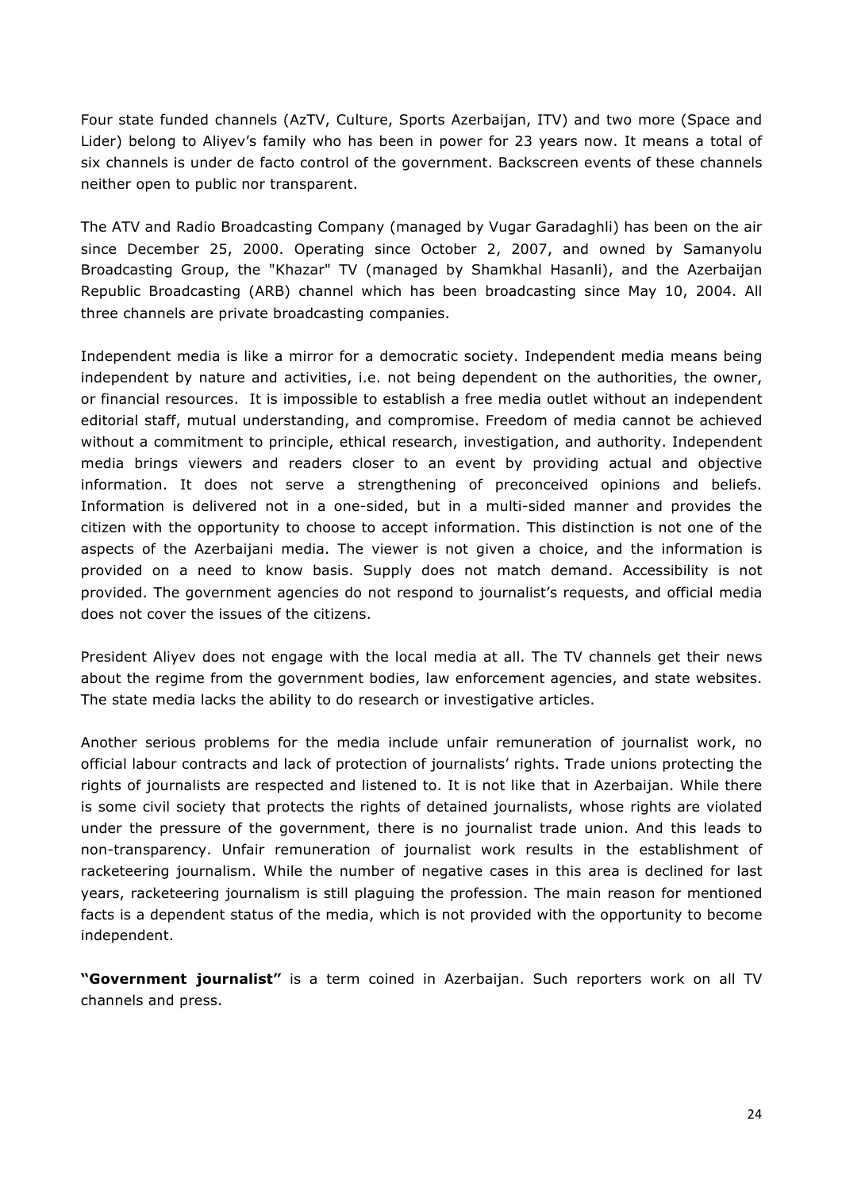Four state funded channels (AzTV, Culture, Sports Azerbaijan, ITV) and two more (Space and Lider) belong to Aliyev's family who has been in power for 23 years now. It means a total of six channels is under de facto control of the government. Backscreen events of these channels neither open to public nor transparent.

The ATV and Radio Broadcasting Company (managed by Vugar Garadaghli) has been on the air since December 25, 2000. Operating since October 2, 2007, and owned by Samanyolu Broadcasting Group, the "Khazar" TV (managed by Shamkhal Hasanli), and the Azerbaijan Republic Broadcasting (ARB) channel which has been broadcasting since May 10, 2004. All three channels are private broadcasting companies.

Independent media is like a mirror for a democratic society. Independent media means being independent by nature and activities, i.e. not being dependent on the authorities, the owner, or financial resources. It is impossible to establish a free media outlet without an independent editorial staff, mutual understanding, and compromise. Freedom of media cannot be achieved without a commitment to principle, ethical research, investigation, and authority. Independent media brings viewers and readers closer to an event by providing actual and objective information. It does not serve a strengthening of preconceived opinions and beliefs. Information is delivered not in a one-sided, but in a multi-sided manner and provides the citizen with the opportunity to choose to accept information. This distinction is not one of the aspects of the Azerbaijani media. The viewer is not given a choice, and the information is provided on a need to know basis. Supply does not match demand. Accessibility is not provided. The government agencies do not respond to journalist's requests, and official media does not cover the issues of the citizens.

President Aliyev does not engage with the local media at all. The TV channels get their news about the regime from the government bodies, law enforcement agencies, and state websites. The state media lacks the ability to do research or investigative articles.

Another serious problems for the media include unfair remuneration of journalist work, no official labour contracts and lack of protection of journalists' rights. Trade unions protecting the rights of journalists are respected and listened to. It is not like that in Azerbaijan. While there is some civil society that protects the rights of detained journalists, whose rights are violated under the pressure of the government, there is no journalist trade union. And this leads to non-transparency. Unfair remuneration of journalist work results in the establishment of racketeering journalism. While the number of negative cases in this area is declined for last years, racketeering journalism is still plaguing the profession. The main reason for mentioned facts is a dependent status of the media, which is not provided with the opportunity to become independent.

**"Government journalist"** is a term coined in Azerbaijan. Such reporters work on all TV channels and press.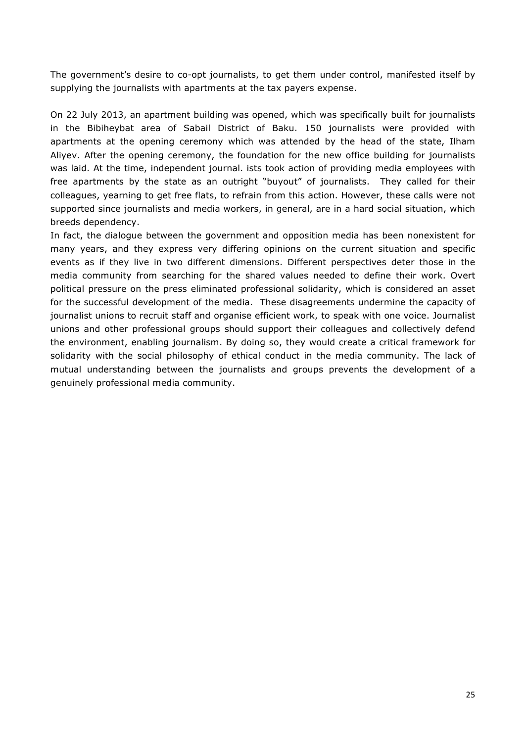The government's desire to co-opt journalists, to get them under control, manifested itself by supplying the journalists with apartments at the tax payers expense.

On 22 July 2013, an apartment building was opened, which was specifically built for journalists in the Bibiheybat area of Sabail District of Baku. 150 journalists were provided with apartments at the opening ceremony which was attended by the head of the state, Ilham Aliyev. After the opening ceremony, the foundation for the new office building for journalists was laid. At the time, independent journal. ists took action of providing media employees with free apartments by the state as an outright "buyout" of journalists. They called for their colleagues, yearning to get free flats, to refrain from this action. However, these calls were not supported since journalists and media workers, in general, are in a hard social situation, which breeds dependency.

In fact, the dialogue between the government and opposition media has been nonexistent for many years, and they express very differing opinions on the current situation and specific events as if they live in two different dimensions. Different perspectives deter those in the media community from searching for the shared values needed to define their work. Overt political pressure on the press eliminated professional solidarity, which is considered an asset for the successful development of the media. These disagreements undermine the capacity of journalist unions to recruit staff and organise efficient work, to speak with one voice. Journalist unions and other professional groups should support their colleagues and collectively defend the environment, enabling journalism. By doing so, they would create a critical framework for solidarity with the social philosophy of ethical conduct in the media community. The lack of mutual understanding between the journalists and groups prevents the development of a genuinely professional media community.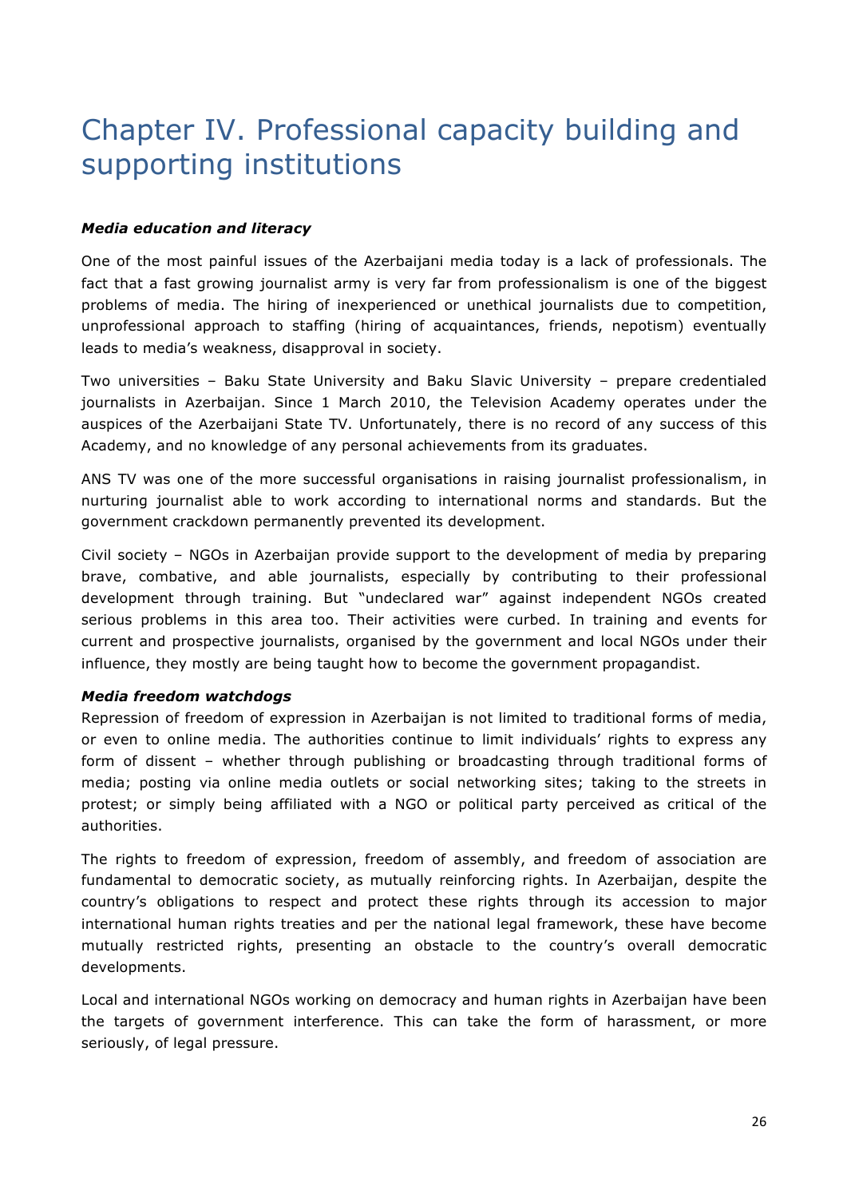# Chapter IV. Professional capacity building and supporting institutions

***Media education and literacy***

One of the most painful issues of the Azerbaijani media today is a lack of professionals. The fact that a fast growing journalist army is very far from professionalism is one of the biggest problems of media. The hiring of inexperienced or unethical journalists due to competition, unprofessional approach to staffing (hiring of acquaintances, friends, nepotism) eventually leads to media's weakness, disapproval in society.

Two universities – Baku State University and Baku Slavic University – prepare credentialed journalists in Azerbaijan. Since 1 March 2010, the Television Academy operates under the auspices of the Azerbaijani State TV. Unfortunately, there is no record of any success of this Academy, and no knowledge of any personal achievements from its graduates.

ANS TV was one of the more successful organisations in raising journalist professionalism, in nurturing journalist able to work according to international norms and standards. But the government crackdown permanently prevented its development.

Civil society – NGOs in Azerbaijan provide support to the development of media by preparing brave, combative, and able journalists, especially by contributing to their professional development through training. But "undeclared war" against independent NGOs created serious problems in this area too. Their activities were curbed. In training and events for current and prospective journalists, organised by the government and local NGOs under their influence, they mostly are being taught how to become the government propagandist.

***Media freedom watchdogs***

Repression of freedom of expression in Azerbaijan is not limited to traditional forms of media, or even to online media. The authorities continue to limit individuals' rights to express any form of dissent – whether through publishing or broadcasting through traditional forms of media; posting via online media outlets or social networking sites; taking to the streets in protest; or simply being affiliated with a NGO or political party perceived as critical of the authorities.

The rights to freedom of expression, freedom of assembly, and freedom of association are fundamental to democratic society, as mutually reinforcing rights. In Azerbaijan, despite the country's obligations to respect and protect these rights through its accession to major international human rights treaties and per the national legal framework, these have become mutually restricted rights, presenting an obstacle to the country's overall democratic developments.

Local and international NGOs working on democracy and human rights in Azerbaijan have been the targets of government interference. This can take the form of harassment, or more seriously, of legal pressure.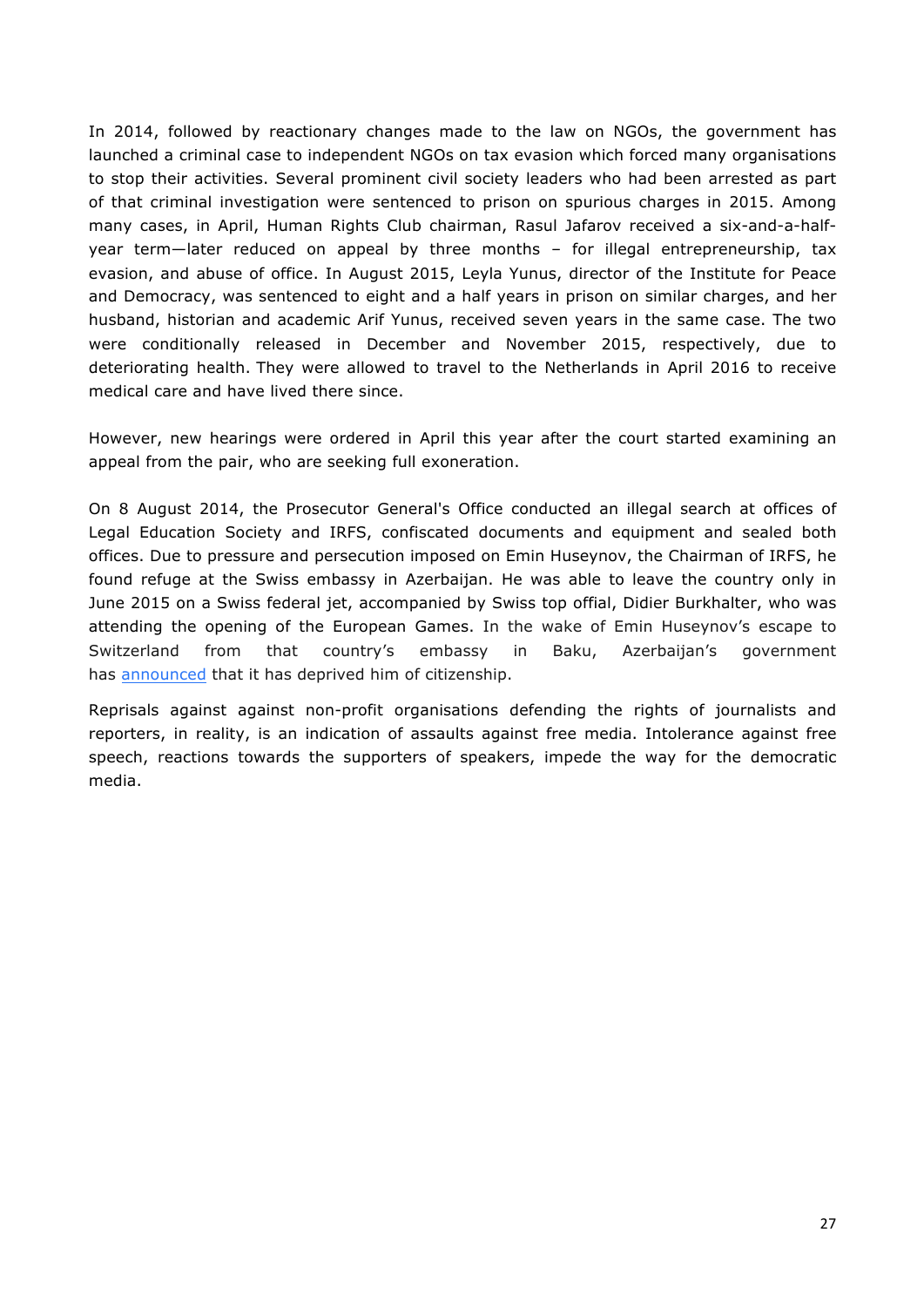In 2014, followed by reactionary changes made to the law on NGOs, the government has launched a criminal case to independent NGOs on tax evasion which forced many organisations to stop their activities. Several prominent civil society leaders who had been arrested as part of that criminal investigation were sentenced to prison on spurious charges in 2015. Among many cases, in April, Human Rights Club chairman, Rasul Jafarov received a six-and-a-half-year term—later reduced on appeal by three months – for illegal entrepreneurship, tax evasion, and abuse of office. In August 2015, Leyla Yunus, director of the Institute for Peace and Democracy, was sentenced to eight and a half years in prison on similar charges, and her husband, historian and academic Arif Yunus, received seven years in the same case. The two were conditionally released in December and November 2015, respectively, due to deteriorating health. They were allowed to travel to the Netherlands in April 2016 to receive medical care and have lived there since.

However, new hearings were ordered in April this year after the court started examining an appeal from the pair, who are seeking full exoneration.

On 8 August 2014, the Prosecutor General's Office conducted an illegal search at offices of Legal Education Society and IRFS, confiscated documents and equipment and sealed both offices. Due to pressure and persecution imposed on Emin Huseynov, the Chairman of IRFS, he found refuge at the Swiss embassy in Azerbaijan. He was able to leave the country only in June 2015 on a Swiss federal jet, accompanied by Swiss top offial, Didier Burkhalter, who was attending the opening of the European Games. In the wake of Emin Huseynov's escape to Switzerland from that country's embassy in Baku, Azerbaijan's government has announced that it has deprived him of citizenship.

Reprisals against against non-profit organisations defending the rights of journalists and reporters, in reality, is an indication of assaults against free media. Intolerance against free speech, reactions towards the supporters of speakers, impede the way for the democratic media.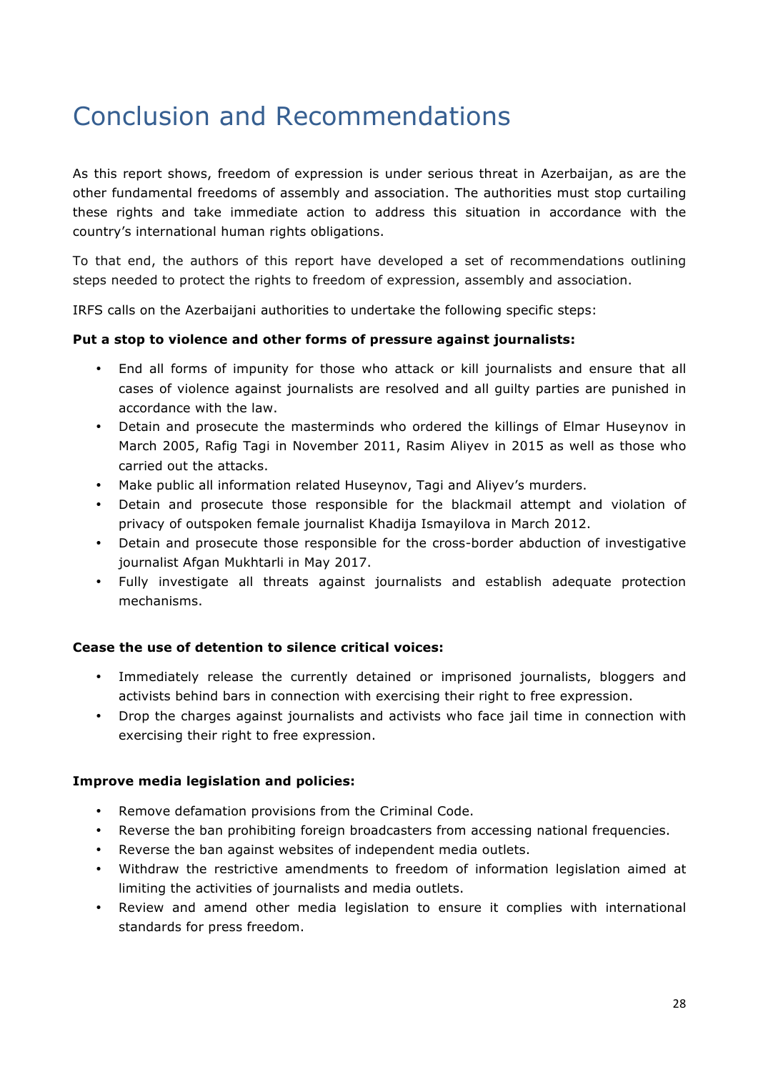# Conclusion and Recommendations

As this report shows, freedom of expression is under serious threat in Azerbaijan, as are the other fundamental freedoms of assembly and association. The authorities must stop curtailing these rights and take immediate action to address this situation in accordance with the country's international human rights obligations.

To that end, the authors of this report have developed a set of recommendations outlining steps needed to protect the rights to freedom of expression, assembly and association.

IRFS calls on the Azerbaijani authorities to undertake the following specific steps:

**Put a stop to violence and other forms of pressure against journalists:**

- End all forms of impunity for those who attack or kill journalists and ensure that all cases of violence against journalists are resolved and all guilty parties are punished in accordance with the law.
- Detain and prosecute the masterminds who ordered the killings of Elmar Huseynov in March 2005, Rafig Tagi in November 2011, Rasim Aliyev in 2015 as well as those who carried out the attacks.
- Make public all information related Huseynov, Tagi and Aliyev's murders.
- Detain and prosecute those responsible for the blackmail attempt and violation of privacy of outspoken female journalist Khadija Ismayilova in March 2012.
- Detain and prosecute those responsible for the cross-border abduction of investigative journalist Afgan Mukhtarli in May 2017.
- Fully investigate all threats against journalists and establish adequate protection mechanisms.

**Cease the use of detention to silence critical voices:**

- Immediately release the currently detained or imprisoned journalists, bloggers and activists behind bars in connection with exercising their right to free expression.
- Drop the charges against journalists and activists who face jail time in connection with exercising their right to free expression.

**Improve media legislation and policies:**

- Remove defamation provisions from the Criminal Code.
- Reverse the ban prohibiting foreign broadcasters from accessing national frequencies.
- Reverse the ban against websites of independent media outlets.
- Withdraw the restrictive amendments to freedom of information legislation aimed at limiting the activities of journalists and media outlets.
- Review and amend other media legislation to ensure it complies with international standards for press freedom.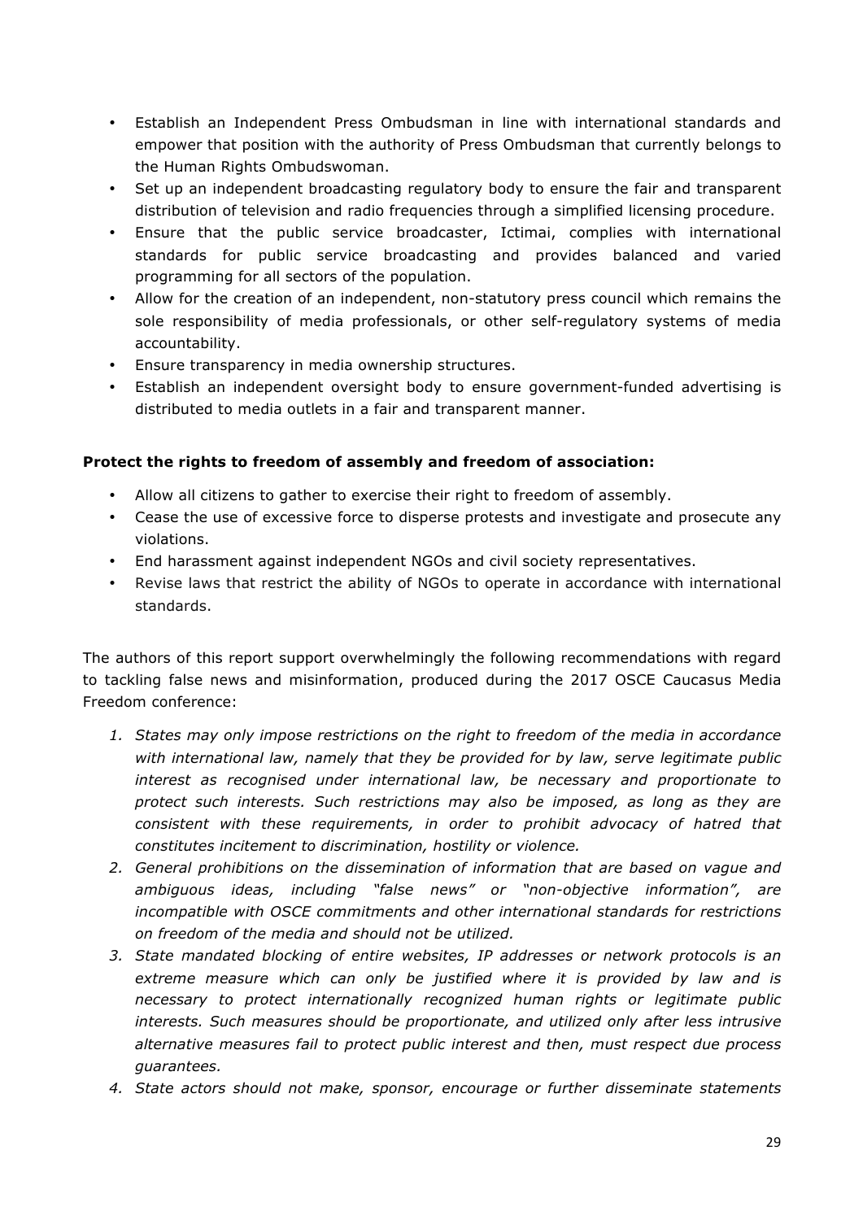- Establish an Independent Press Ombudsman in line with international standards and empower that position with the authority of Press Ombudsman that currently belongs to the Human Rights Ombudswoman.
- Set up an independent broadcasting regulatory body to ensure the fair and transparent distribution of television and radio frequencies through a simplified licensing procedure.
- Ensure that the public service broadcaster, Ictimai, complies with international standards for public service broadcasting and provides balanced and varied programming for all sectors of the population.
- Allow for the creation of an independent, non-statutory press council which remains the sole responsibility of media professionals, or other self-regulatory systems of media accountability.
- Ensure transparency in media ownership structures.
- Establish an independent oversight body to ensure government-funded advertising is distributed to media outlets in a fair and transparent manner.

**Protect the rights to freedom of assembly and freedom of association:**

- Allow all citizens to gather to exercise their right to freedom of assembly.
- Cease the use of excessive force to disperse protests and investigate and prosecute any violations.
- End harassment against independent NGOs and civil society representatives.
- Revise laws that restrict the ability of NGOs to operate in accordance with international standards.

The authors of this report support overwhelmingly the following recommendations with regard to tackling false news and misinformation, produced during the 2017 OSCE Caucasus Media Freedom conference:

1. *States may only impose restrictions on the right to freedom of the media in accordance with international law, namely that they be provided for by law, serve legitimate public interest as recognised under international law, be necessary and proportionate to protect such interests. Such restrictions may also be imposed, as long as they are consistent with these requirements, in order to prohibit advocacy of hatred that constitutes incitement to discrimination, hostility or violence.*
2. *General prohibitions on the dissemination of information that are based on vague and ambiguous ideas, including "false news" or "non-objective information", are incompatible with OSCE commitments and other international standards for restrictions on freedom of the media and should not be utilized.*
3. *State mandated blocking of entire websites, IP addresses or network protocols is an extreme measure which can only be justified where it is provided by law and is necessary to protect internationally recognized human rights or legitimate public interests. Such measures should be proportionate, and utilized only after less intrusive alternative measures fail to protect public interest and then, must respect due process guarantees.*
4. *State actors should not make, sponsor, encourage or further disseminate statements*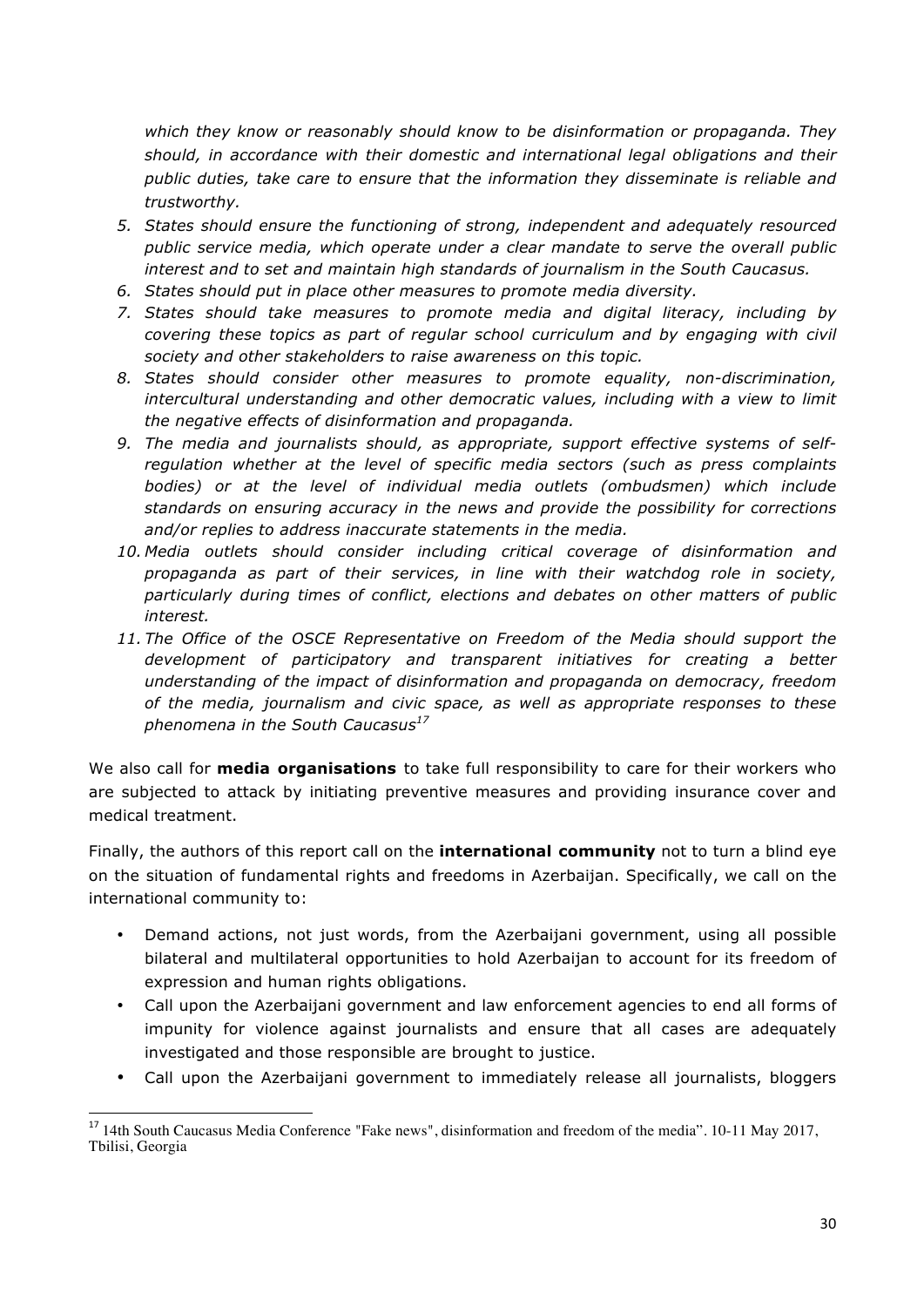*which they know or reasonably should know to be disinformation or propaganda. They should, in accordance with their domestic and international legal obligations and their public duties, take care to ensure that the information they disseminate is reliable and trustworthy.*

5. *States should ensure the functioning of strong, independent and adequately resourced public service media, which operate under a clear mandate to serve the overall public interest and to set and maintain high standards of journalism in the South Caucasus.*
6. *States should put in place other measures to promote media diversity.*
7. *States should take measures to promote media and digital literacy, including by covering these topics as part of regular school curriculum and by engaging with civil society and other stakeholders to raise awareness on this topic.*
8. *States should consider other measures to promote equality, non-discrimination, intercultural understanding and other democratic values, including with a view to limit the negative effects of disinformation and propaganda.*
9. *The media and journalists should, as appropriate, support effective systems of self-regulation whether at the level of specific media sectors (such as press complaints bodies) or at the level of individual media outlets (ombudsmen) which include standards on ensuring accuracy in the news and provide the possibility for corrections and/or replies to address inaccurate statements in the media.*
10. *Media outlets should consider including critical coverage of disinformation and propaganda as part of their services, in line with their watchdog role in society, particularly during times of conflict, elections and debates on other matters of public interest.*
11. *The Office of the OSCE Representative on Freedom of the Media should support the development of participatory and transparent initiatives for creating a better understanding of the impact of disinformation and propaganda on democracy, freedom of the media, journalism and civic space, as well as appropriate responses to these phenomena in the South Caucasus*[17]

We also call for **media organisations** to take full responsibility to care for their workers who are subjected to attack by initiating preventive measures and providing insurance cover and medical treatment.

Finally, the authors of this report call on the **international community** not to turn a blind eye on the situation of fundamental rights and freedoms in Azerbaijan. Specifically, we call on the international community to:

- Demand actions, not just words, from the Azerbaijani government, using all possible bilateral and multilateral opportunities to hold Azerbaijan to account for its freedom of expression and human rights obligations.
- Call upon the Azerbaijani government and law enforcement agencies to end all forms of impunity for violence against journalists and ensure that all cases are adequately investigated and those responsible are brought to justice.
- Call upon the Azerbaijani government to immediately release all journalists, bloggers

---

[17] 14th South Caucasus Media Conference "Fake news", disinformation and freedom of the media". 10-11 May 2017, Tbilisi, Georgia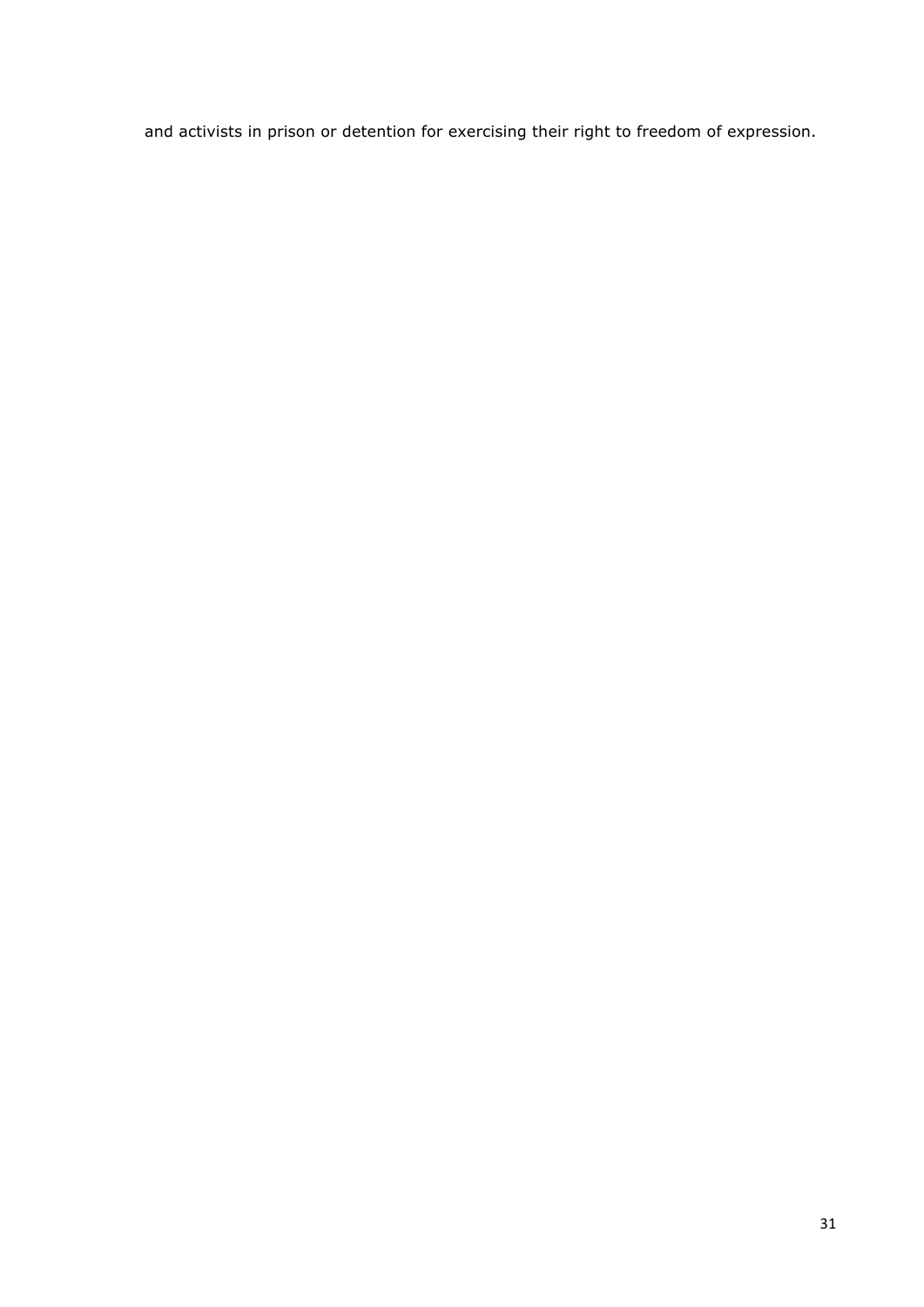and activists in prison or detention for exercising their right to freedom of expression.